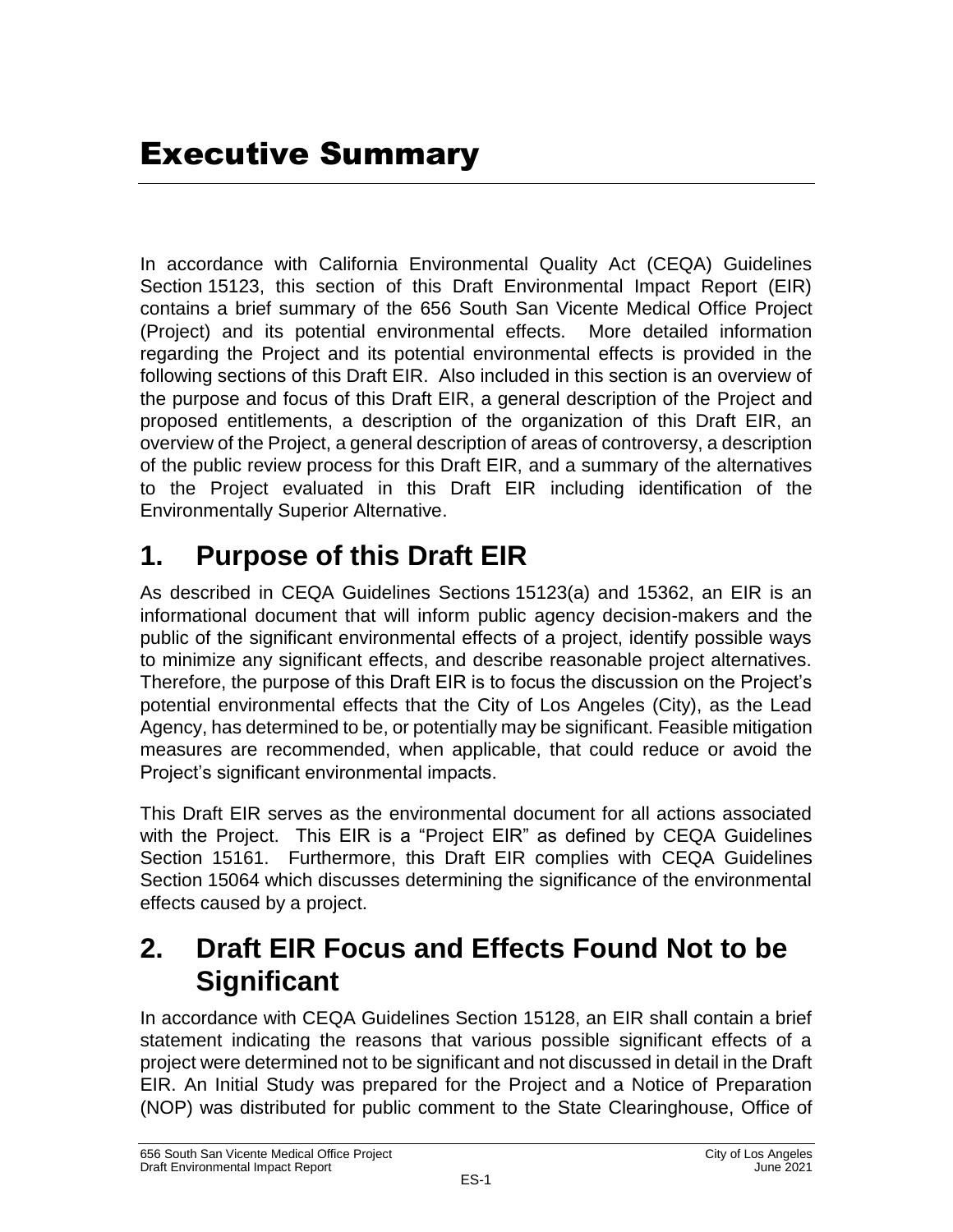# Executive Summary

In accordance with California Environmental Quality Act (CEQA) Guidelines Section 15123, this section of this Draft Environmental Impact Report (EIR) contains a brief summary of the 656 South San Vicente Medical Office Project (Project) and its potential environmental effects. More detailed information regarding the Project and its potential environmental effects is provided in the following sections of this Draft EIR. Also included in this section is an overview of the purpose and focus of this Draft EIR, a general description of the Project and proposed entitlements, a description of the organization of this Draft EIR, an overview of the Project, a general description of areas of controversy, a description of the public review process for this Draft EIR, and a summary of the alternatives to the Project evaluated in this Draft EIR including identification of the Environmentally Superior Alternative.

## 1. Purpose of this Draft EIR

As described in CEQA Guidelines Sections 15123(a) and 15362, an EIR is an informational document that will inform public agency decision-makers and the public of the significant environmental effects of a project, identify possible ways to minimize any significant effects, and describe reasonable project alternatives. Therefore, the purpose of this Draft EIR is to focus the discussion on the Project's potential environmental effects that the City of Los Angeles (City), as the Lead Agency, has determined to be, or potentially may be significant. Feasible mitigation measures are recommended, when applicable, that could reduce or avoid the Project's significant environmental impacts.

This Draft EIR serves as the environmental document for all actions associated with the Project. This EIR is a "Project EIR" as defined by CEQA Guidelines Section 15161. Furthermore, this Draft EIR complies with CEQA Guidelines Section 15064 which discusses determining the significance of the environmental effects caused by a project.

## 2. Draft EIR Focus and Effects Found Not to be Significant

In accordance with CEQA Guidelines Section 15128, an EIR shall contain a brief statement indicating the reasons that various possible significant effects of a project were determined not to be significant and not discussed in detail in the Draft EIR. An Initial Study was prepared for the Project and a Notice of Preparation (NOP) was distributed for public comment to the State Clearinghouse, Office of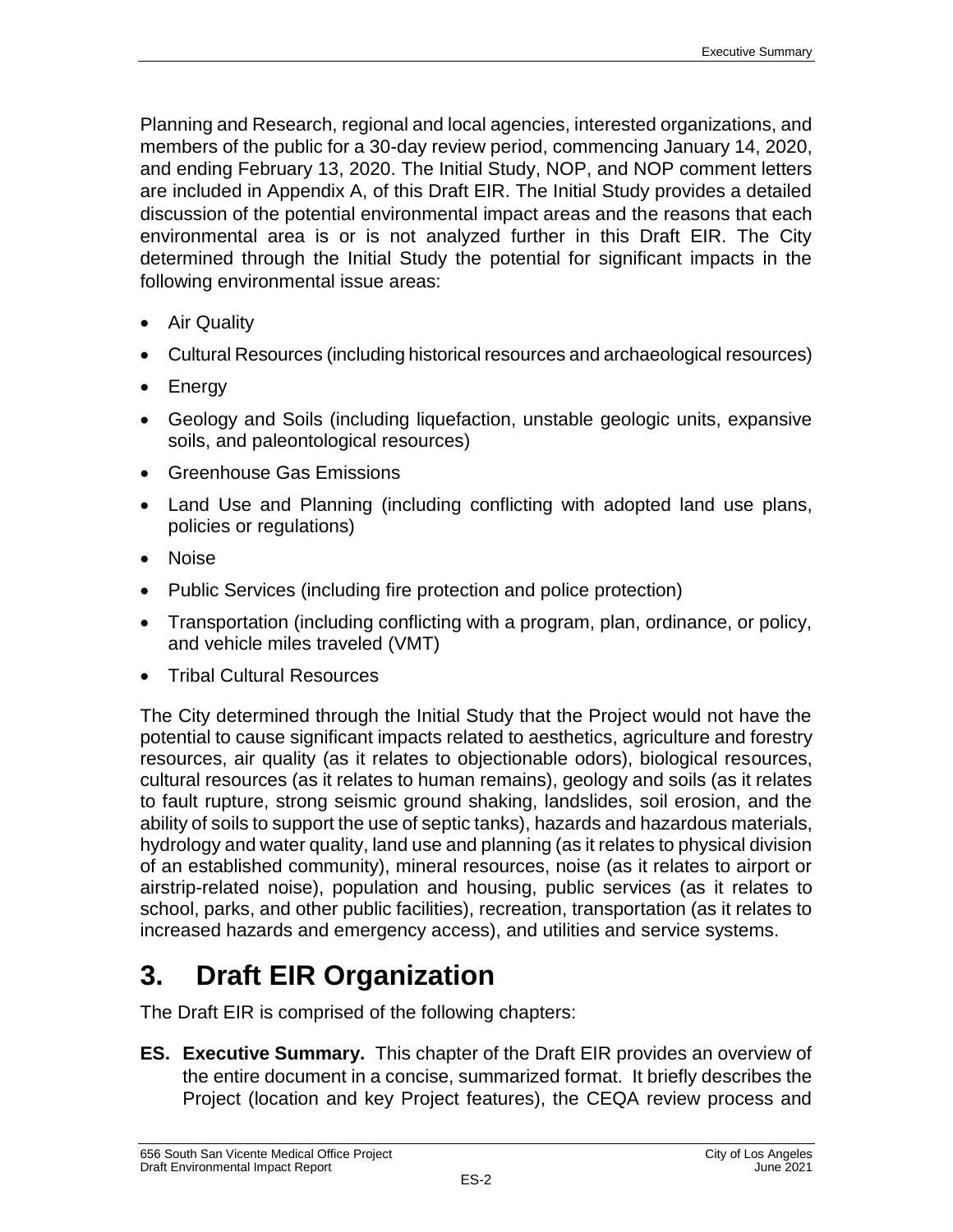Planning and Research, regional and local agencies, interested organizations, and members of the public for a 30-day review period, commencing January 14, 2020, and ending February 13, 2020. The Initial Study, NOP, and NOP comment letters are included in Appendix A, of this Draft EIR. The Initial Study provides a detailed discussion of the potential environmental impact areas and the reasons that each environmental area is or is not analyzed further in this Draft EIR. The City determined through the Initial Study the potential for significant impacts in the following environmental issue areas:

- Air Quality
- Cultural Resources (including historical resources and archaeological resources)
- Energy
- Geology and Soils (including liquefaction, unstable geologic units, expansive soils, and paleontological resources)
- Greenhouse Gas Emissions
- Land Use and Planning (including conflicting with adopted land use plans, policies or regulations)
- Noise
- Public Services (including fire protection and police protection)
- Transportation (including conflicting with a program, plan, ordinance, or policy, and vehicle miles traveled (VMT)
- Tribal Cultural Resources

The City determined through the Initial Study that the Project would not have the potential to cause significant impacts related to aesthetics, agriculture and forestry resources, air quality (as it relates to objectionable odors), biological resources, cultural resources (as it relates to human remains), geology and soils (as it relates to fault rupture, strong seismic ground shaking, landslides, soil erosion, and the ability of soils to support the use of septic tanks), hazards and hazardous materials, hydrology and water quality, land use and planning (as it relates to physical division of an established community), mineral resources, noise (as it relates to airport or airstrip-related noise), population and housing, public services (as it relates to school, parks, and other public facilities), recreation, transportation (as it relates to increased hazards and emergency access), and utilities and service systems.

# 3. Draft EIR Organization

The Draft EIR is comprised of the following chapters:

**ES. Executive Summary.** This chapter of the Draft EIR provides an overview of the entire document in a concise, summarized format. It briefly describes the Project (location and key Project features), the CEQA review process and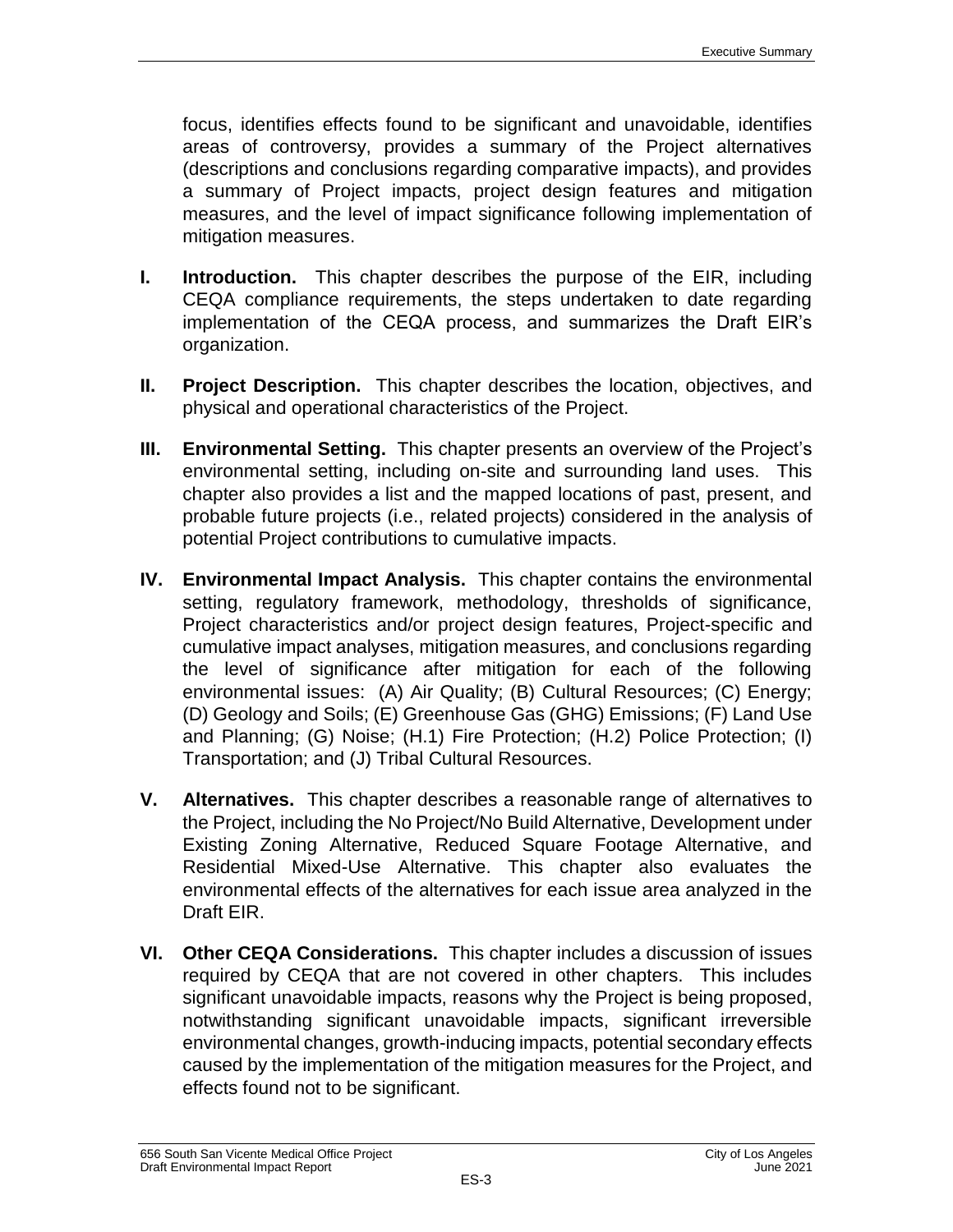focus, identifies effects found to be significant and unavoidable, identifies areas of controversy, provides a summary of the Project alternatives (descriptions and conclusions regarding comparative impacts), and provides a summary of Project impacts, project design features and mitigation measures, and the level of impact significance following implementation of mitigation measures.

- **I. Introduction.** This chapter describes the purpose of the EIR, including CEQA compliance requirements, the steps undertaken to date regarding implementation of the CEQA process, and summarizes the Draft EIR's organization.

- **II. Project Description.** This chapter describes the location, objectives, and physical and operational characteristics of the Project.

- **III. Environmental Setting.** This chapter presents an overview of the Project's environmental setting, including on-site and surrounding land uses. This chapter also provides a list and the mapped locations of past, present, and probable future projects (i.e., related projects) considered in the analysis of potential Project contributions to cumulative impacts.

- **IV. Environmental Impact Analysis.** This chapter contains the environmental setting, regulatory framework, methodology, thresholds of significance, Project characteristics and/or project design features, Project-specific and cumulative impact analyses, mitigation measures, and conclusions regarding the level of significance after mitigation for each of the following environmental issues: (A) Air Quality; (B) Cultural Resources; (C) Energy; (D) Geology and Soils; (E) Greenhouse Gas (GHG) Emissions; (F) Land Use and Planning; (G) Noise; (H.1) Fire Protection; (H.2) Police Protection; (I) Transportation; and (J) Tribal Cultural Resources.

- **V. Alternatives.** This chapter describes a reasonable range of alternatives to the Project, including the No Project/No Build Alternative, Development under Existing Zoning Alternative, Reduced Square Footage Alternative, and Residential Mixed-Use Alternative. This chapter also evaluates the environmental effects of the alternatives for each issue area analyzed in the Draft EIR.

- **VI. Other CEQA Considerations.** This chapter includes a discussion of issues required by CEQA that are not covered in other chapters. This includes significant unavoidable impacts, reasons why the Project is being proposed, notwithstanding significant unavoidable impacts, significant irreversible environmental changes, growth-inducing impacts, potential secondary effects caused by the implementation of the mitigation measures for the Project, and effects found not to be significant.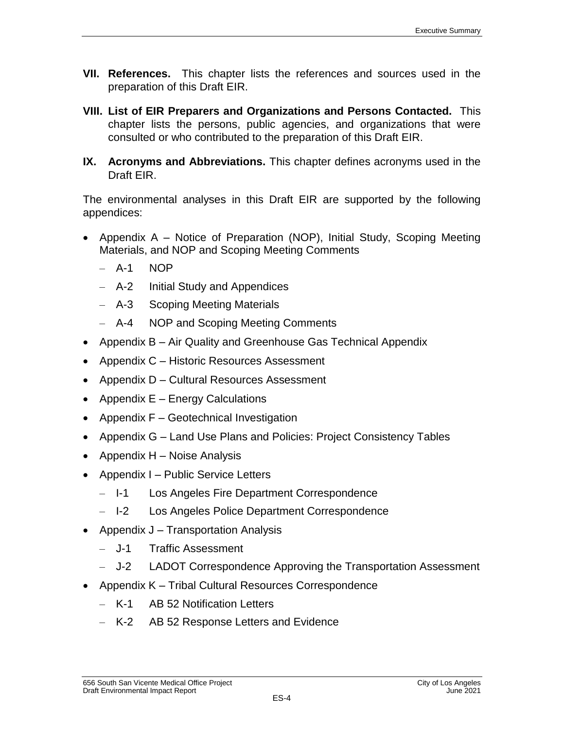**VII. References.** This chapter lists the references and sources used in the preparation of this Draft EIR.

**VIII. List of EIR Preparers and Organizations and Persons Contacted.** This chapter lists the persons, public agencies, and organizations that were consulted or who contributed to the preparation of this Draft EIR.

**IX. Acronyms and Abbreviations.** This chapter defines acronyms used in the Draft EIR.

The environmental analyses in this Draft EIR are supported by the following appendices:

- Appendix A – Notice of Preparation (NOP), Initial Study, Scoping Meeting Materials, and NOP and Scoping Meeting Comments
  - A-1 NOP
  - A-2 Initial Study and Appendices
  - A-3 Scoping Meeting Materials
  - A-4 NOP and Scoping Meeting Comments
- Appendix B – Air Quality and Greenhouse Gas Technical Appendix
- Appendix C – Historic Resources Assessment
- Appendix D – Cultural Resources Assessment
- Appendix E – Energy Calculations
- Appendix F – Geotechnical Investigation
- Appendix G – Land Use Plans and Policies: Project Consistency Tables
- Appendix H – Noise Analysis
- Appendix I – Public Service Letters
  - I-1 Los Angeles Fire Department Correspondence
  - I-2 Los Angeles Police Department Correspondence
- Appendix J – Transportation Analysis
  - J-1 Traffic Assessment
  - J-2 LADOT Correspondence Approving the Transportation Assessment
- Appendix K – Tribal Cultural Resources Correspondence
  - K-1 AB 52 Notification Letters
  - K-2 AB 52 Response Letters and Evidence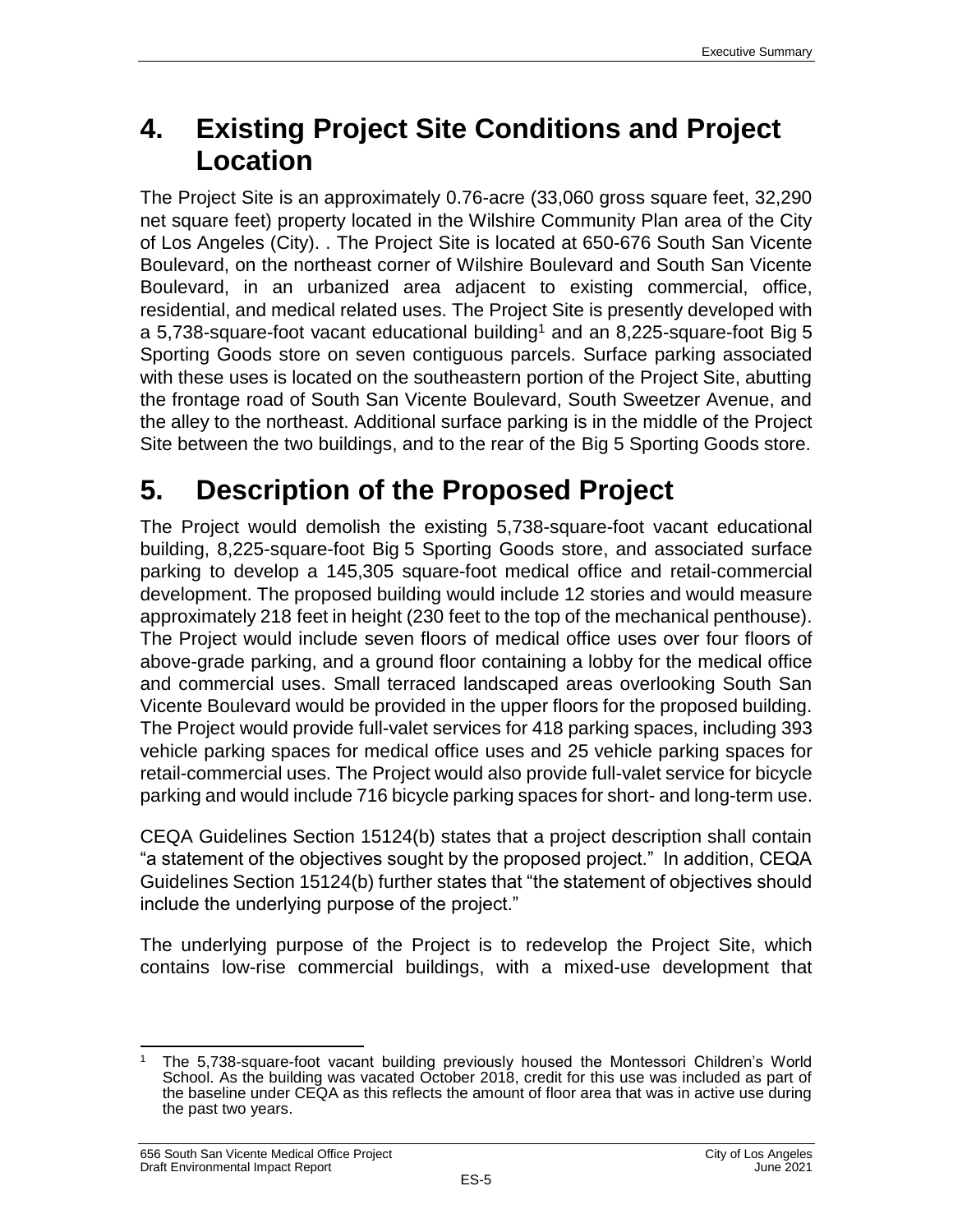# 4. Existing Project Site Conditions and Project Location

The Project Site is an approximately 0.76-acre (33,060 gross square feet, 32,290 net square feet) property located in the Wilshire Community Plan area of the City of Los Angeles (City). . The Project Site is located at 650-676 South San Vicente Boulevard, on the northeast corner of Wilshire Boulevard and South San Vicente Boulevard, in an urbanized area adjacent to existing commercial, office, residential, and medical related uses. The Project Site is presently developed with a 5,738-square-foot vacant educational building[1] and an 8,225-square-foot Big 5 Sporting Goods store on seven contiguous parcels. Surface parking associated with these uses is located on the southeastern portion of the Project Site, abutting the frontage road of South San Vicente Boulevard, South Sweetzer Avenue, and the alley to the northeast. Additional surface parking is in the middle of the Project Site between the two buildings, and to the rear of the Big 5 Sporting Goods store.

# 5. Description of the Proposed Project

The Project would demolish the existing 5,738-square-foot vacant educational building, 8,225-square-foot Big 5 Sporting Goods store, and associated surface parking to develop a 145,305 square-foot medical office and retail-commercial development. The proposed building would include 12 stories and would measure approximately 218 feet in height (230 feet to the top of the mechanical penthouse). The Project would include seven floors of medical office uses over four floors of above-grade parking, and a ground floor containing a lobby for the medical office and commercial uses. Small terraced landscaped areas overlooking South San Vicente Boulevard would be provided in the upper floors for the proposed building. The Project would provide full-valet services for 418 parking spaces, including 393 vehicle parking spaces for medical office uses and 25 vehicle parking spaces for retail-commercial uses. The Project would also provide full-valet service for bicycle parking and would include 716 bicycle parking spaces for short- and long-term use.

CEQA Guidelines Section 15124(b) states that a project description shall contain "a statement of the objectives sought by the proposed project." In addition, CEQA Guidelines Section 15124(b) further states that "the statement of objectives should include the underlying purpose of the project."

The underlying purpose of the Project is to redevelop the Project Site, which contains low-rise commercial buildings, with a mixed-use development that

---

[1] The 5,738-square-foot vacant building previously housed the Montessori Children's World School. As the building was vacated October 2018, credit for this use was included as part of the baseline under CEQA as this reflects the amount of floor area that was in active use during the past two years.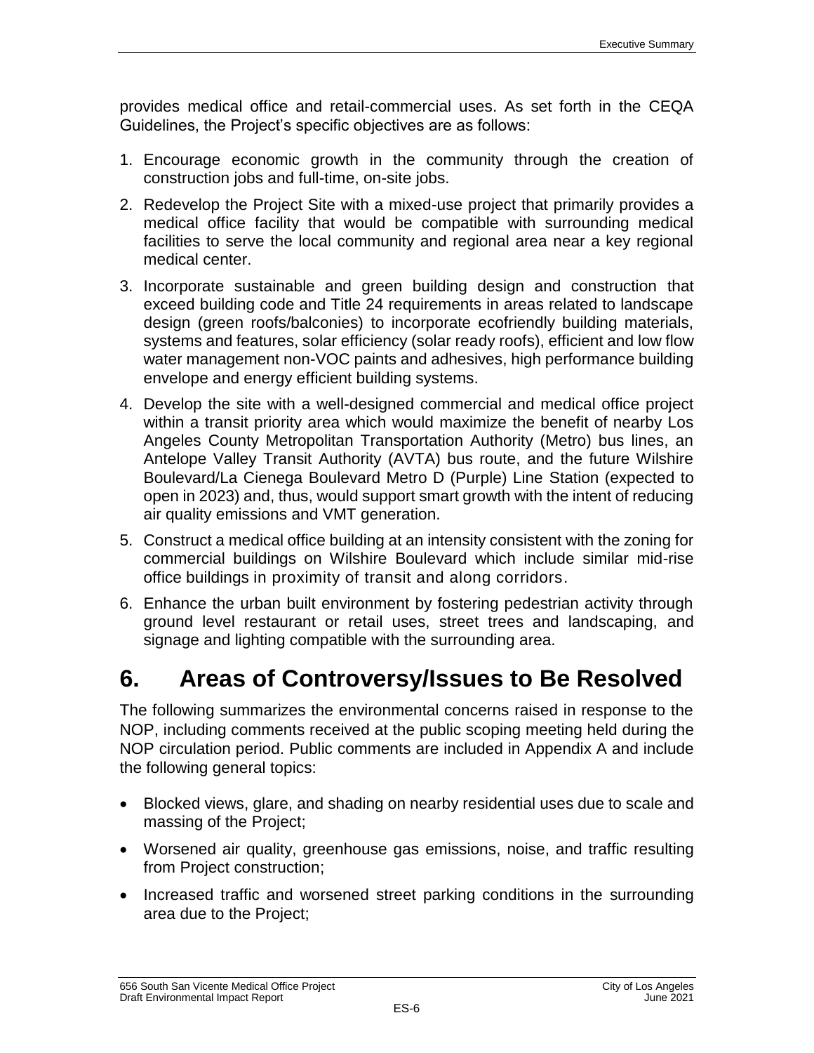provides medical office and retail-commercial uses. As set forth in the CEQA Guidelines, the Project's specific objectives are as follows:

1. Encourage economic growth in the community through the creation of construction jobs and full-time, on-site jobs.
2. Redevelop the Project Site with a mixed-use project that primarily provides a medical office facility that would be compatible with surrounding medical facilities to serve the local community and regional area near a key regional medical center.
3. Incorporate sustainable and green building design and construction that exceed building code and Title 24 requirements in areas related to landscape design (green roofs/balconies) to incorporate ecofriendly building materials, systems and features, solar efficiency (solar ready roofs), efficient and low flow water management non-VOC paints and adhesives, high performance building envelope and energy efficient building systems.
4. Develop the site with a well-designed commercial and medical office project within a transit priority area which would maximize the benefit of nearby Los Angeles County Metropolitan Transportation Authority (Metro) bus lines, an Antelope Valley Transit Authority (AVTA) bus route, and the future Wilshire Boulevard/La Cienega Boulevard Metro D (Purple) Line Station (expected to open in 2023) and, thus, would support smart growth with the intent of reducing air quality emissions and VMT generation.
5. Construct a medical office building at an intensity consistent with the zoning for commercial buildings on Wilshire Boulevard which include similar mid-rise office buildings in proximity of transit and along corridors.
6. Enhance the urban built environment by fostering pedestrian activity through ground level restaurant or retail uses, street trees and landscaping, and signage and lighting compatible with the surrounding area.

# 6. Areas of Controversy/Issues to Be Resolved

The following summarizes the environmental concerns raised in response to the NOP, including comments received at the public scoping meeting held during the NOP circulation period. Public comments are included in Appendix A and include the following general topics:

- Blocked views, glare, and shading on nearby residential uses due to scale and massing of the Project;
- Worsened air quality, greenhouse gas emissions, noise, and traffic resulting from Project construction;
- Increased traffic and worsened street parking conditions in the surrounding area due to the Project;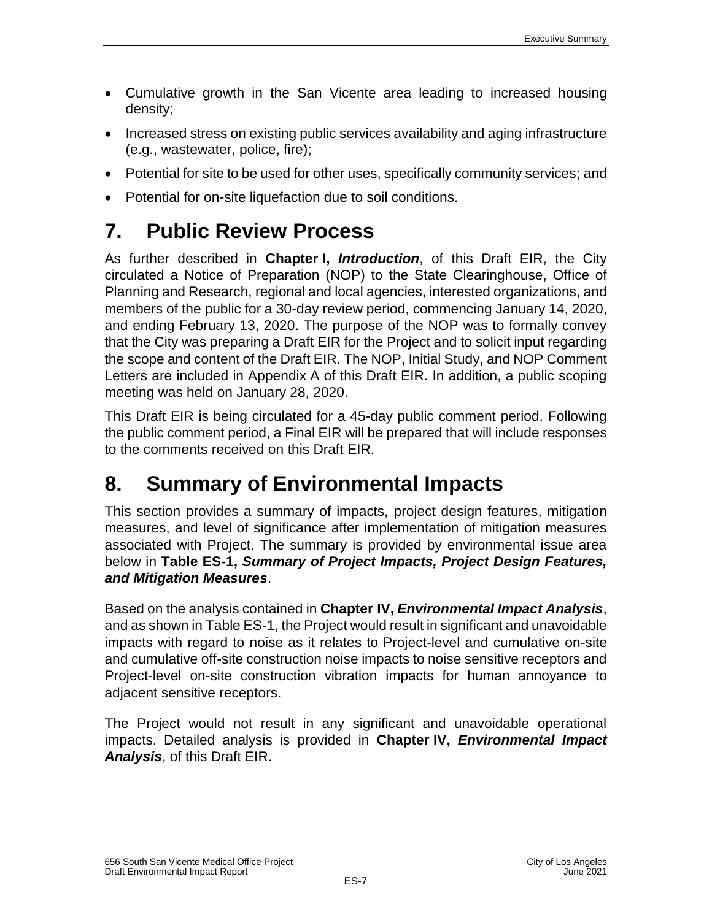- Cumulative growth in the San Vicente area leading to increased housing density;
- Increased stress on existing public services availability and aging infrastructure (e.g., wastewater, police, fire);
- Potential for site to be used for other uses, specifically community services; and
- Potential for on-site liquefaction due to soil conditions.

# 7. Public Review Process

As further described in **Chapter I,** ***Introduction***, of this Draft EIR, the City circulated a Notice of Preparation (NOP) to the State Clearinghouse, Office of Planning and Research, regional and local agencies, interested organizations, and members of the public for a 30-day review period, commencing January 14, 2020, and ending February 13, 2020. The purpose of the NOP was to formally convey that the City was preparing a Draft EIR for the Project and to solicit input regarding the scope and content of the Draft EIR. The NOP, Initial Study, and NOP Comment Letters are included in Appendix A of this Draft EIR. In addition, a public scoping meeting was held on January 28, 2020.

This Draft EIR is being circulated for a 45-day public comment period. Following the public comment period, a Final EIR will be prepared that will include responses to the comments received on this Draft EIR.

# 8. Summary of Environmental Impacts

This section provides a summary of impacts, project design features, mitigation measures, and level of significance after implementation of mitigation measures associated with Project. The summary is provided by environmental issue area below in **Table ES-1,** ***Summary of Project Impacts, Project Design Features, and Mitigation Measures***.

Based on the analysis contained in **Chapter IV,** ***Environmental Impact Analysis***, and as shown in Table ES-1, the Project would result in significant and unavoidable impacts with regard to noise as it relates to Project-level and cumulative on-site and cumulative off-site construction noise impacts to noise sensitive receptors and Project-level on-site construction vibration impacts for human annoyance to adjacent sensitive receptors.

The Project would not result in any significant and unavoidable operational impacts. Detailed analysis is provided in **Chapter IV,** ***Environmental Impact Analysis***, of this Draft EIR.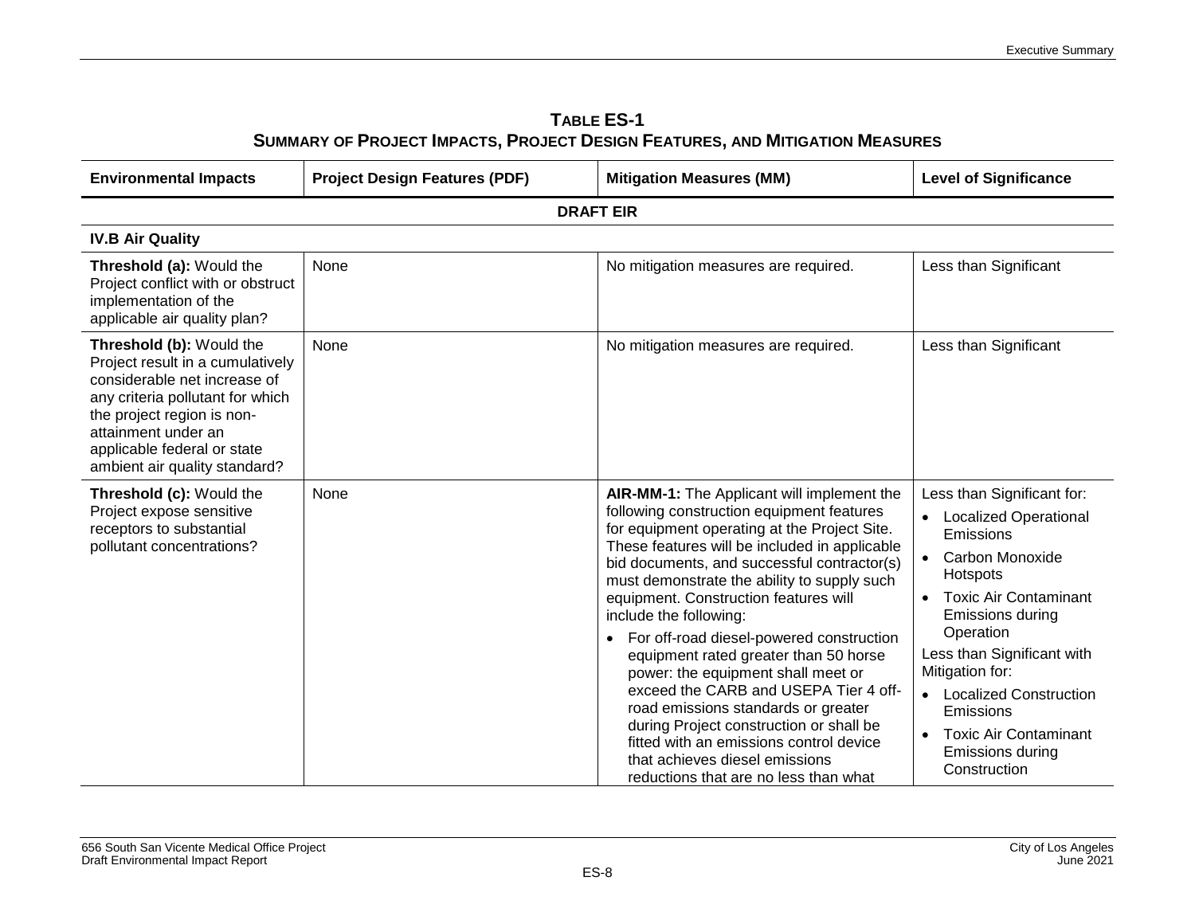**TABLE ES-1**
**SUMMARY OF PROJECT IMPACTS, PROJECT DESIGN FEATURES, AND MITIGATION MEASURES**

| Environmental Impacts | Project Design Features (PDF) | Mitigation Measures (MM) | Level of Significance |
|---|---|---|---|
| **DRAFT EIR** | | | |
| **IV.B Air Quality** | | | |
| **Threshold (a):** Would the Project conflict with or obstruct implementation of the applicable air quality plan? | None | No mitigation measures are required. | Less than Significant |
| **Threshold (b):** Would the Project result in a cumulatively considerable net increase of any criteria pollutant for which the project region is non-attainment under an applicable federal or state ambient air quality standard? | None | No mitigation measures are required. | Less than Significant |
| **Threshold (c):** Would the Project expose sensitive receptors to substantial pollutant concentrations? | None | **AIR-MM-1:** The Applicant will implement the following construction equipment features for equipment operating at the Project Site. These features will be included in applicable bid documents, and successful contractor(s) must demonstrate the ability to supply such equipment. Construction features will include the following:<br>• For off-road diesel-powered construction equipment rated greater than 50 horse power: the equipment shall meet or exceed the CARB and USEPA Tier 4 off-road emissions standards or greater during Project construction or shall be fitted with an emissions control device that achieves diesel emissions reductions that are no less than what | Less than Significant for:<br>• Localized Operational Emissions<br>• Carbon Monoxide Hotspots<br>• Toxic Air Contaminant Emissions during Operation<br>Less than Significant with Mitigation for:<br>• Localized Construction Emissions<br>• Toxic Air Contaminant Emissions during Construction |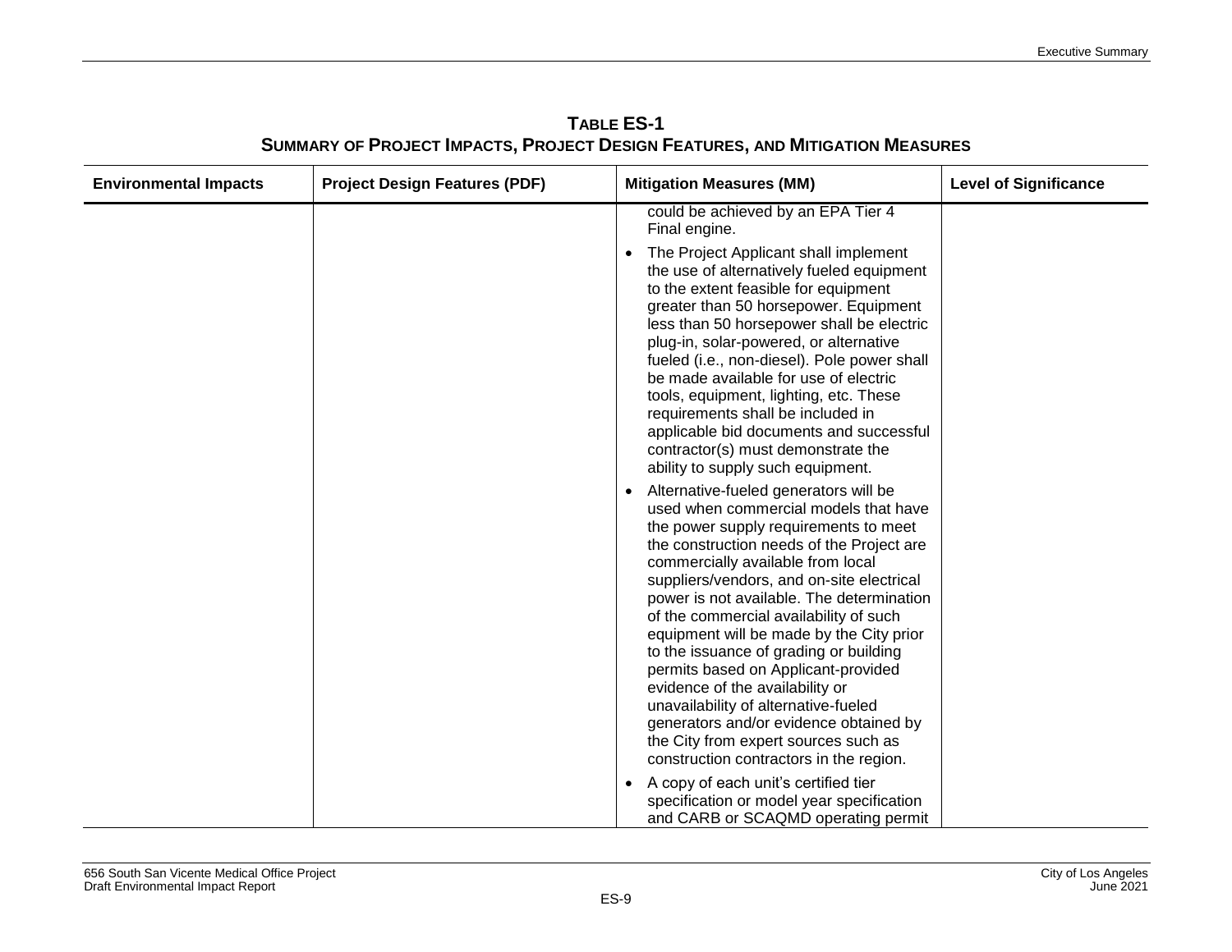**TABLE ES-1**
**SUMMARY OF PROJECT IMPACTS, PROJECT DESIGN FEATURES, AND MITIGATION MEASURES**

| Environmental Impacts | Project Design Features (PDF) | Mitigation Measures (MM) | Level of Significance |
|---|---|---|---|
| | | could be achieved by an EPA Tier 4 Final engine.<br><br>• The Project Applicant shall implement the use of alternatively fueled equipment to the extent feasible for equipment greater than 50 horsepower. Equipment less than 50 horsepower shall be electric plug-in, solar-powered, or alternative fueled (i.e., non-diesel). Pole power shall be made available for use of electric tools, equipment, lighting, etc. These requirements shall be included in applicable bid documents and successful contractor(s) must demonstrate the ability to supply such equipment.<br><br>• Alternative-fueled generators will be used when commercial models that have the power supply requirements to meet the construction needs of the Project are commercially available from local suppliers/vendors, and on-site electrical power is not available. The determination of the commercial availability of such equipment will be made by the City prior to the issuance of grading or building permits based on Applicant-provided evidence of the availability or unavailability of alternative-fueled generators and/or evidence obtained by the City from expert sources such as construction contractors in the region.<br><br>• A copy of each unit's certified tier specification or model year specification and CARB or SCAQMD operating permit | |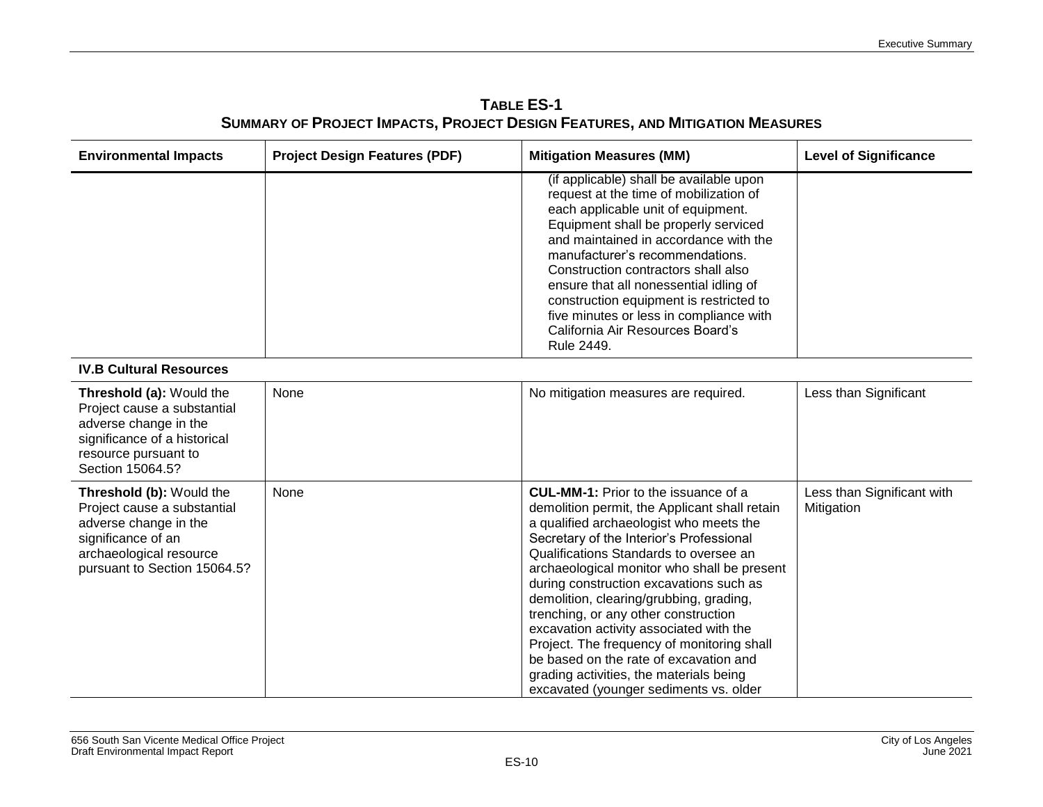**TABLE ES-1**
**SUMMARY OF PROJECT IMPACTS, PROJECT DESIGN FEATURES, AND MITIGATION MEASURES**

| Environmental Impacts | Project Design Features (PDF) | Mitigation Measures (MM) | Level of Significance |
|---|---|---|---|
| | | (if applicable) shall be available upon request at the time of mobilization of each applicable unit of equipment. Equipment shall be properly serviced and maintained in accordance with the manufacturer's recommendations. Construction contractors shall also ensure that all nonessential idling of construction equipment is restricted to five minutes or less in compliance with California Air Resources Board's Rule 2449. | |
| **IV.B Cultural Resources** | | | |
| **Threshold (a):** Would the Project cause a substantial adverse change in the significance of a historical resource pursuant to Section 15064.5? | None | No mitigation measures are required. | Less than Significant |
| **Threshold (b):** Would the Project cause a substantial adverse change in the significance of an archaeological resource pursuant to Section 15064.5? | None | **CUL-MM-1:** Prior to the issuance of a demolition permit, the Applicant shall retain a qualified archaeologist who meets the Secretary of the Interior's Professional Qualifications Standards to oversee an archaeological monitor who shall be present during construction excavations such as demolition, clearing/grubbing, grading, trenching, or any other construction excavation activity associated with the Project. The frequency of monitoring shall be based on the rate of excavation and grading activities, the materials being excavated (younger sediments vs. older | Less than Significant with Mitigation |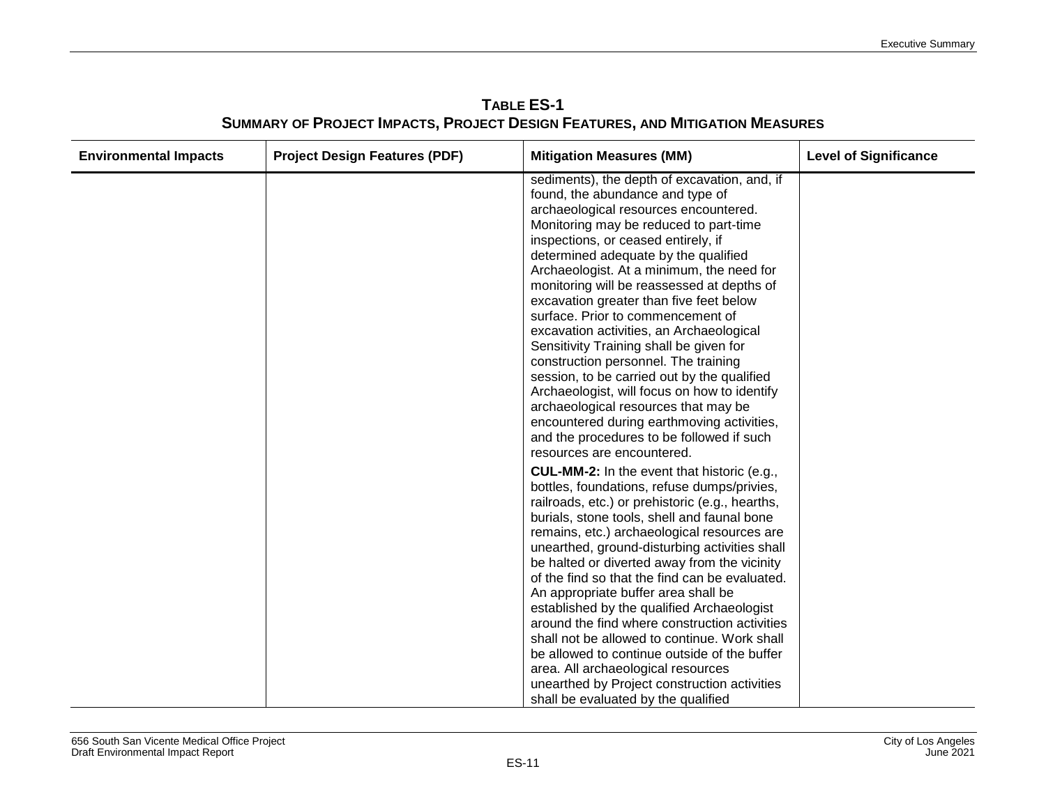**TABLE ES-1**
**SUMMARY OF PROJECT IMPACTS, PROJECT DESIGN FEATURES, AND MITIGATION MEASURES**

| Environmental Impacts | Project Design Features (PDF) | Mitigation Measures (MM) | Level of Significance |
|---|---|---|---|
| | | sediments), the depth of excavation, and, if found, the abundance and type of archaeological resources encountered. Monitoring may be reduced to part-time inspections, or ceased entirely, if determined adequate by the qualified Archaeologist. At a minimum, the need for monitoring will be reassessed at depths of excavation greater than five feet below surface. Prior to commencement of excavation activities, an Archaeological Sensitivity Training shall be given for construction personnel. The training session, to be carried out by the qualified Archaeologist, will focus on how to identify archaeological resources that may be encountered during earthmoving activities, and the procedures to be followed if such resources are encountered.<br><br>**CUL-MM-2:** In the event that historic (e.g., bottles, foundations, refuse dumps/privies, railroads, etc.) or prehistoric (e.g., hearths, burials, stone tools, shell and faunal bone remains, etc.) archaeological resources are unearthed, ground-disturbing activities shall be halted or diverted away from the vicinity of the find so that the find can be evaluated. An appropriate buffer area shall be established by the qualified Archaeologist around the find where construction activities shall not be allowed to continue. Work shall be allowed to continue outside of the buffer area. All archaeological resources unearthed by Project construction activities shall be evaluated by the qualified | |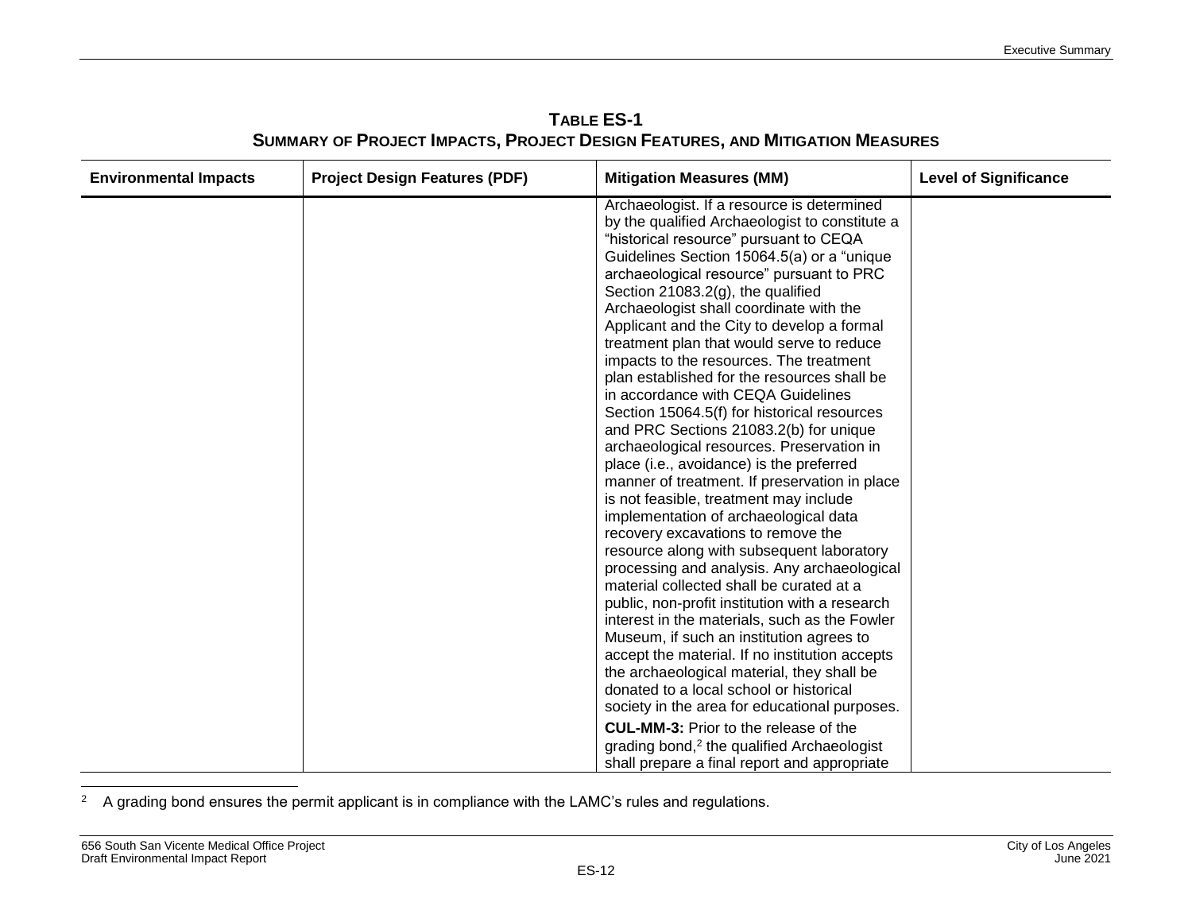**TABLE ES-1**
**SUMMARY OF PROJECT IMPACTS, PROJECT DESIGN FEATURES, AND MITIGATION MEASURES**

| Environmental Impacts | Project Design Features (PDF) | Mitigation Measures (MM) | Level of Significance |
|---|---|---|---|
| | | Archaeologist. If a resource is determined by the qualified Archaeologist to constitute a "historical resource" pursuant to CEQA Guidelines Section 15064.5(a) or a "unique archaeological resource" pursuant to PRC Section 21083.2(g), the qualified Archaeologist shall coordinate with the Applicant and the City to develop a formal treatment plan that would serve to reduce impacts to the resources. The treatment plan established for the resources shall be in accordance with CEQA Guidelines Section 15064.5(f) for historical resources and PRC Sections 21083.2(b) for unique archaeological resources. Preservation in place (i.e., avoidance) is the preferred manner of treatment. If preservation in place is not feasible, treatment may include implementation of archaeological data recovery excavations to remove the resource along with subsequent laboratory processing and analysis. Any archaeological material collected shall be curated at a public, non-profit institution with a research interest in the materials, such as the Fowler Museum, if such an institution agrees to accept the material. If no institution accepts the archaeological material, they shall be donated to a local school or historical society in the area for educational purposes.<br><br>**CUL-MM-3:** Prior to the release of the grading bond,[2] the qualified Archaeologist shall prepare a final report and appropriate | |

[2] A grading bond ensures the permit applicant is in compliance with the LAMC's rules and regulations.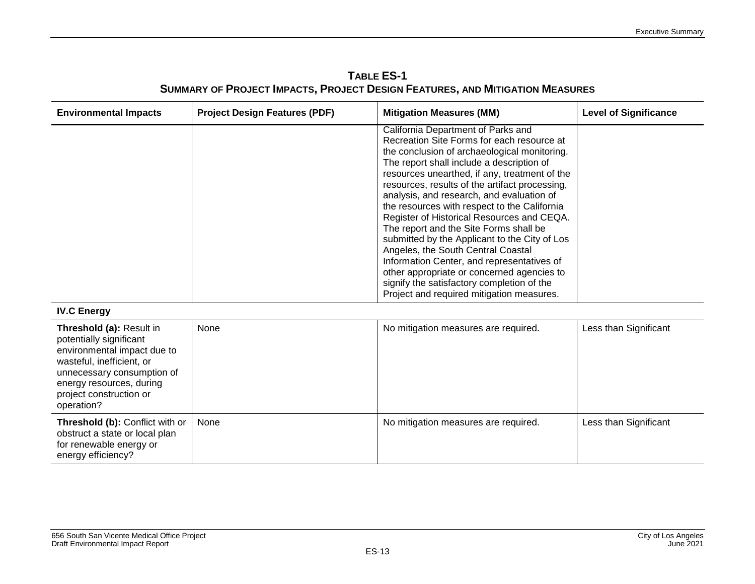**TABLE ES-1**
**SUMMARY OF PROJECT IMPACTS, PROJECT DESIGN FEATURES, AND MITIGATION MEASURES**

| Environmental Impacts | Project Design Features (PDF) | Mitigation Measures (MM) | Level of Significance |
|---|---|---|---|
| | | California Department of Parks and Recreation Site Forms for each resource at the conclusion of archaeological monitoring. The report shall include a description of resources unearthed, if any, treatment of the resources, results of the artifact processing, analysis, and research, and evaluation of the resources with respect to the California Register of Historical Resources and CEQA. The report and the Site Forms shall be submitted by the Applicant to the City of Los Angeles, the South Central Coastal Information Center, and representatives of other appropriate or concerned agencies to signify the satisfactory completion of the Project and required mitigation measures. | |
| **IV.C Energy** | | | |
| **Threshold (a):** Result in potentially significant environmental impact due to wasteful, inefficient, or unnecessary consumption of energy resources, during project construction or operation? | None | No mitigation measures are required. | Less than Significant |
| **Threshold (b):** Conflict with or obstruct a state or local plan for renewable energy or energy efficiency? | None | No mitigation measures are required. | Less than Significant |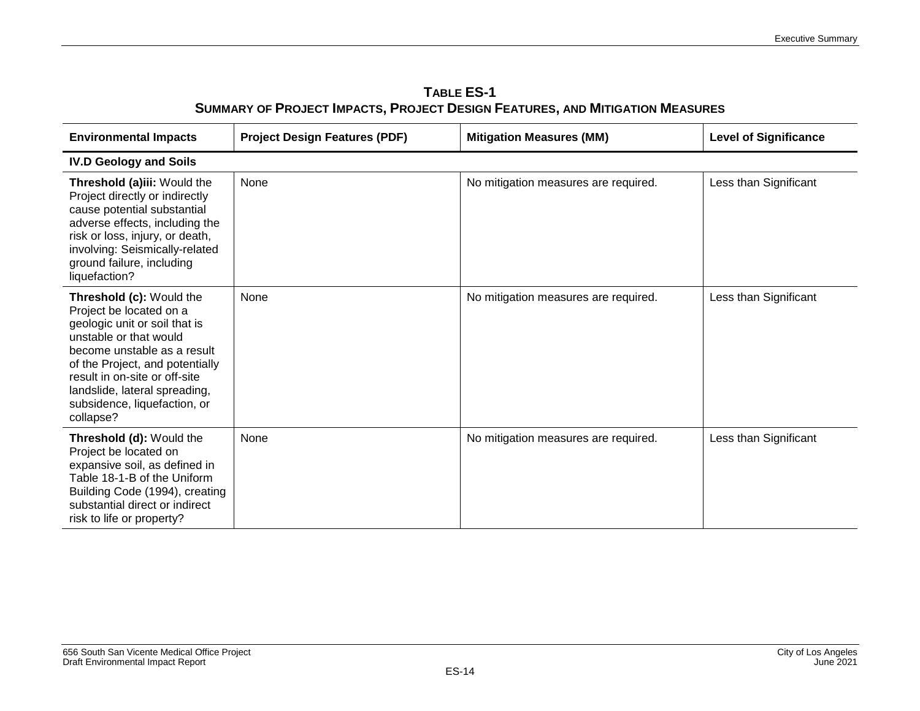**TABLE ES-1**
**SUMMARY OF PROJECT IMPACTS, PROJECT DESIGN FEATURES, AND MITIGATION MEASURES**

| Environmental Impacts | Project Design Features (PDF) | Mitigation Measures (MM) | Level of Significance |
|---|---|---|---|
| **IV.D Geology and Soils** | | | |
| **Threshold (a)iii:** Would the Project directly or indirectly cause potential substantial adverse effects, including the risk or loss, injury, or death, involving: Seismically-related ground failure, including liquefaction? | None | No mitigation measures are required. | Less than Significant |
| **Threshold (c):** Would the Project be located on a geologic unit or soil that is unstable or that would become unstable as a result of the Project, and potentially result in on-site or off-site landslide, lateral spreading, subsidence, liquefaction, or collapse? | None | No mitigation measures are required. | Less than Significant |
| **Threshold (d):** Would the Project be located on expansive soil, as defined in Table 18-1-B of the Uniform Building Code (1994), creating substantial direct or indirect risk to life or property? | None | No mitigation measures are required. | Less than Significant |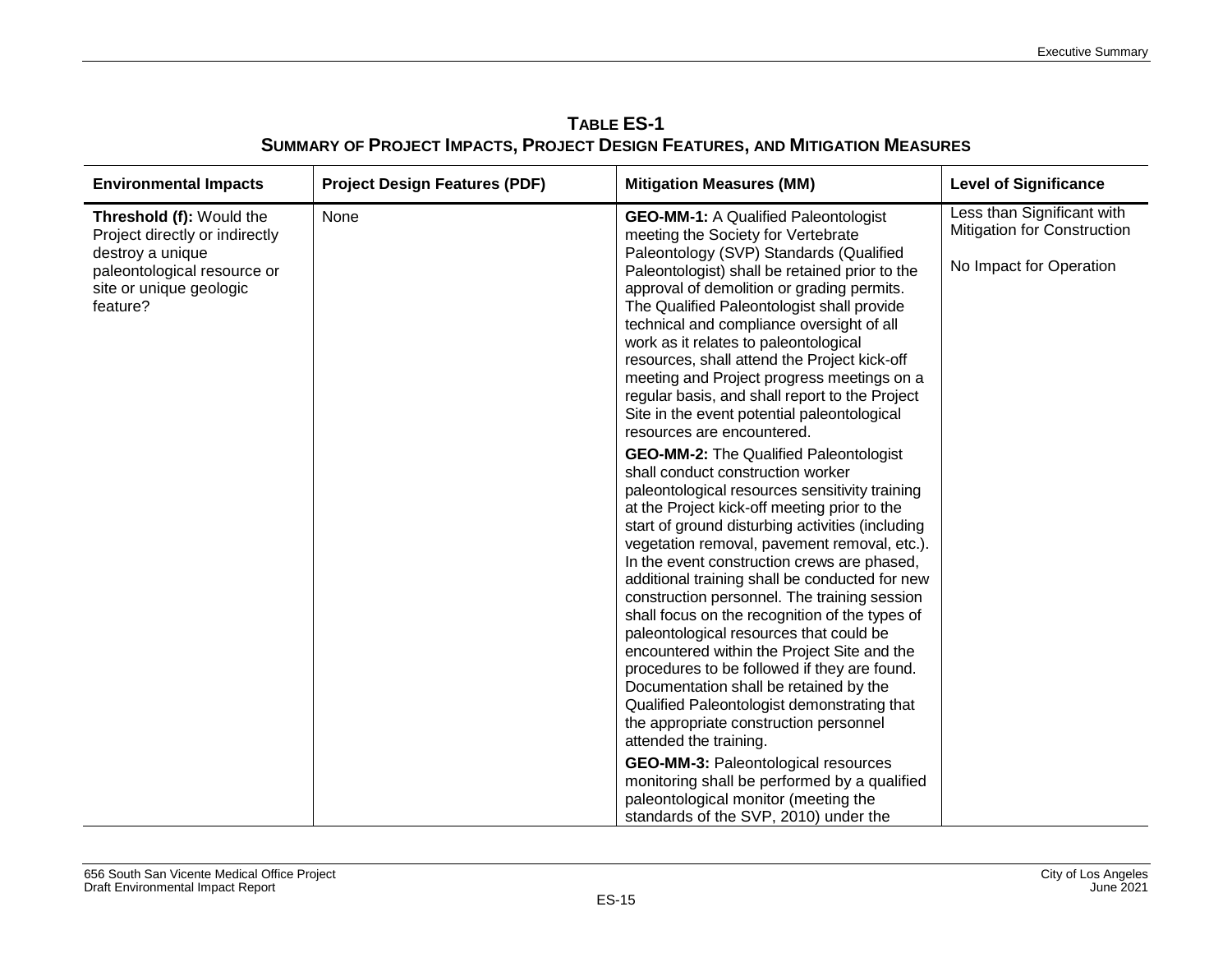**TABLE ES-1**
**SUMMARY OF PROJECT IMPACTS, PROJECT DESIGN FEATURES, AND MITIGATION MEASURES**

| Environmental Impacts | Project Design Features (PDF) | Mitigation Measures (MM) | Level of Significance |
|---|---|---|---|
| **Threshold (f):** Would the Project directly or indirectly destroy a unique paleontological resource or site or unique geologic feature? | None | **GEO-MM-1:** A Qualified Paleontologist meeting the Society for Vertebrate Paleontology (SVP) Standards (Qualified Paleontologist) shall be retained prior to the approval of demolition or grading permits. The Qualified Paleontologist shall provide technical and compliance oversight of all work as it relates to paleontological resources, shall attend the Project kick-off meeting and Project progress meetings on a regular basis, and shall report to the Project Site in the event potential paleontological resources are encountered.<br><br>**GEO-MM-2:** The Qualified Paleontologist shall conduct construction worker paleontological resources sensitivity training at the Project kick-off meeting prior to the start of ground disturbing activities (including vegetation removal, pavement removal, etc.). In the event construction crews are phased, additional training shall be conducted for new construction personnel. The training session shall focus on the recognition of the types of paleontological resources that could be encountered within the Project Site and the procedures to be followed if they are found. Documentation shall be retained by the Qualified Paleontologist demonstrating that the appropriate construction personnel attended the training.<br><br>**GEO-MM-3:** Paleontological resources monitoring shall be performed by a qualified paleontological monitor (meeting the standards of the SVP, 2010) under the | Less than Significant with Mitigation for Construction<br><br>No Impact for Operation |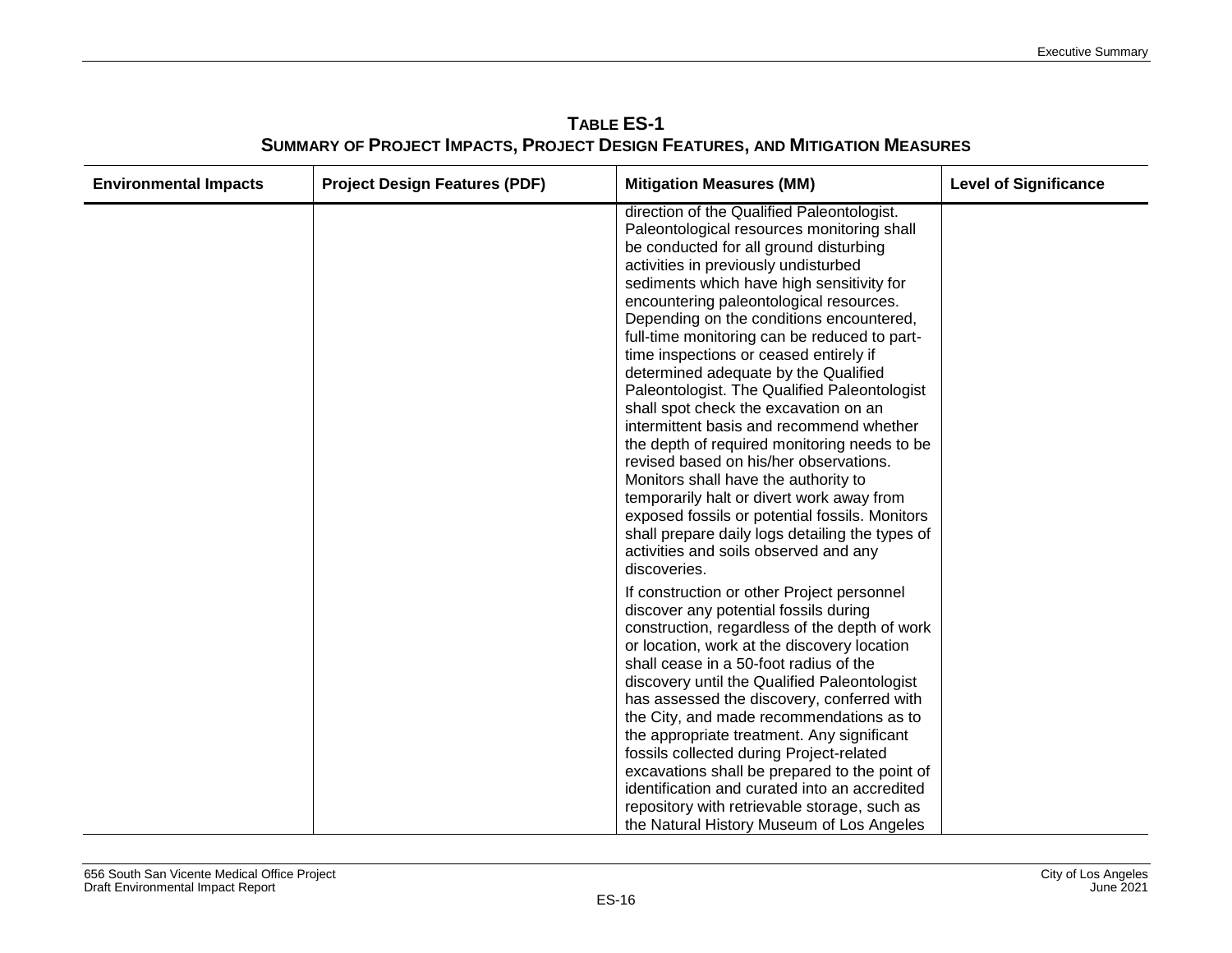**TABLE ES-1**
**SUMMARY OF PROJECT IMPACTS, PROJECT DESIGN FEATURES, AND MITIGATION MEASURES**

| Environmental Impacts | Project Design Features (PDF) | Mitigation Measures (MM) | Level of Significance |
|---|---|---|---|
| | | direction of the Qualified Paleontologist. Paleontological resources monitoring shall be conducted for all ground disturbing activities in previously undisturbed sediments which have high sensitivity for encountering paleontological resources. Depending on the conditions encountered, full-time monitoring can be reduced to part-time inspections or ceased entirely if determined adequate by the Qualified Paleontologist. The Qualified Paleontologist shall spot check the excavation on an intermittent basis and recommend whether the depth of required monitoring needs to be revised based on his/her observations. Monitors shall have the authority to temporarily halt or divert work away from exposed fossils or potential fossils. Monitors shall prepare daily logs detailing the types of activities and soils observed and any discoveries.<br><br>If construction or other Project personnel discover any potential fossils during construction, regardless of the depth of work or location, work at the discovery location shall cease in a 50-foot radius of the discovery until the Qualified Paleontologist has assessed the discovery, conferred with the City, and made recommendations as to the appropriate treatment. Any significant fossils collected during Project-related excavations shall be prepared to the point of identification and curated into an accredited repository with retrievable storage, such as the Natural History Museum of Los Angeles | |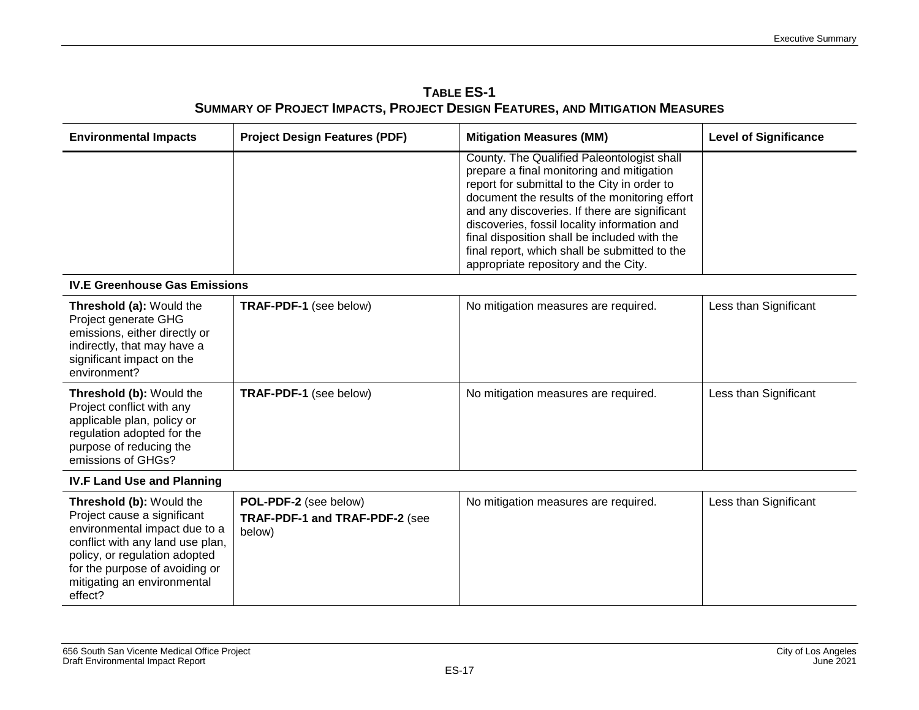**TABLE ES-1**
**SUMMARY OF PROJECT IMPACTS, PROJECT DESIGN FEATURES, AND MITIGATION MEASURES**

| Environmental Impacts | Project Design Features (PDF) | Mitigation Measures (MM) | Level of Significance |
|---|---|---|---|
| | | County. The Qualified Paleontologist shall prepare a final monitoring and mitigation report for submittal to the City in order to document the results of the monitoring effort and any discoveries. If there are significant discoveries, fossil locality information and final disposition shall be included with the final report, which shall be submitted to the appropriate repository and the City. | |
| **IV.E Greenhouse Gas Emissions** | | | |
| **Threshold (a):** Would the Project generate GHG emissions, either directly or indirectly, that may have a significant impact on the environment? | **TRAF-PDF-1** (see below) | No mitigation measures are required. | Less than Significant |
| **Threshold (b):** Would the Project conflict with any applicable plan, policy or regulation adopted for the purpose of reducing the emissions of GHGs? | **TRAF-PDF-1** (see below) | No mitigation measures are required. | Less than Significant |
| **IV.F Land Use and Planning** | | | |
| **Threshold (b):** Would the Project cause a significant environmental impact due to a conflict with any land use plan, policy, or regulation adopted for the purpose of avoiding or mitigating an environmental effect? | **POL-PDF-2** (see below)<br>**TRAF-PDF-1 and TRAF-PDF-2** (see below) | No mitigation measures are required. | Less than Significant |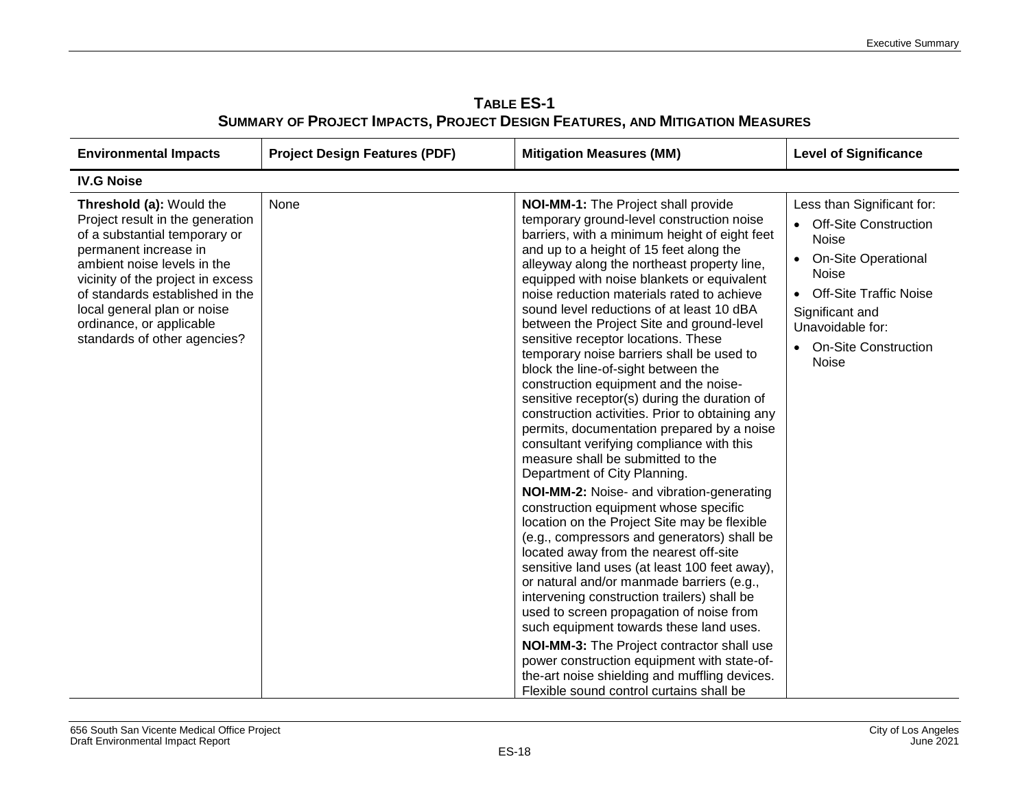**TABLE ES-1**
**SUMMARY OF PROJECT IMPACTS, PROJECT DESIGN FEATURES, AND MITIGATION MEASURES**

| Environmental Impacts | Project Design Features (PDF) | Mitigation Measures (MM) | Level of Significance |
|---|---|---|---|
| **IV.G Noise** | | | |
| **Threshold (a):** Would the Project result in the generation of a substantial temporary or permanent increase in ambient noise levels in the vicinity of the project in excess of standards established in the local general plan or noise ordinance, or applicable standards of other agencies? | None | **NOI-MM-1:** The Project shall provide temporary ground-level construction noise barriers, with a minimum height of eight feet and up to a height of 15 feet along the alleyway along the northeast property line, equipped with noise blankets or equivalent noise reduction materials rated to achieve sound level reductions of at least 10 dBA between the Project Site and ground-level sensitive receptor locations. These temporary noise barriers shall be used to block the line-of-sight between the construction equipment and the noise-sensitive receptor(s) during the duration of construction activities. Prior to obtaining any permits, documentation prepared by a noise consultant verifying compliance with this measure shall be submitted to the Department of City Planning.<br><br>**NOI-MM-2:** Noise- and vibration-generating construction equipment whose specific location on the Project Site may be flexible (e.g., compressors and generators) shall be located away from the nearest off-site sensitive land uses (at least 100 feet away), or natural and/or manmade barriers (e.g., intervening construction trailers) shall be used to screen propagation of noise from such equipment towards these land uses.<br><br>**NOI-MM-3:** The Project contractor shall use power construction equipment with state-of-the-art noise shielding and muffling devices. Flexible sound control curtains shall be | Less than Significant for:<br>• Off-Site Construction Noise<br>• On-Site Operational Noise<br>• Off-Site Traffic Noise<br>Significant and Unavoidable for:<br>• On-Site Construction Noise |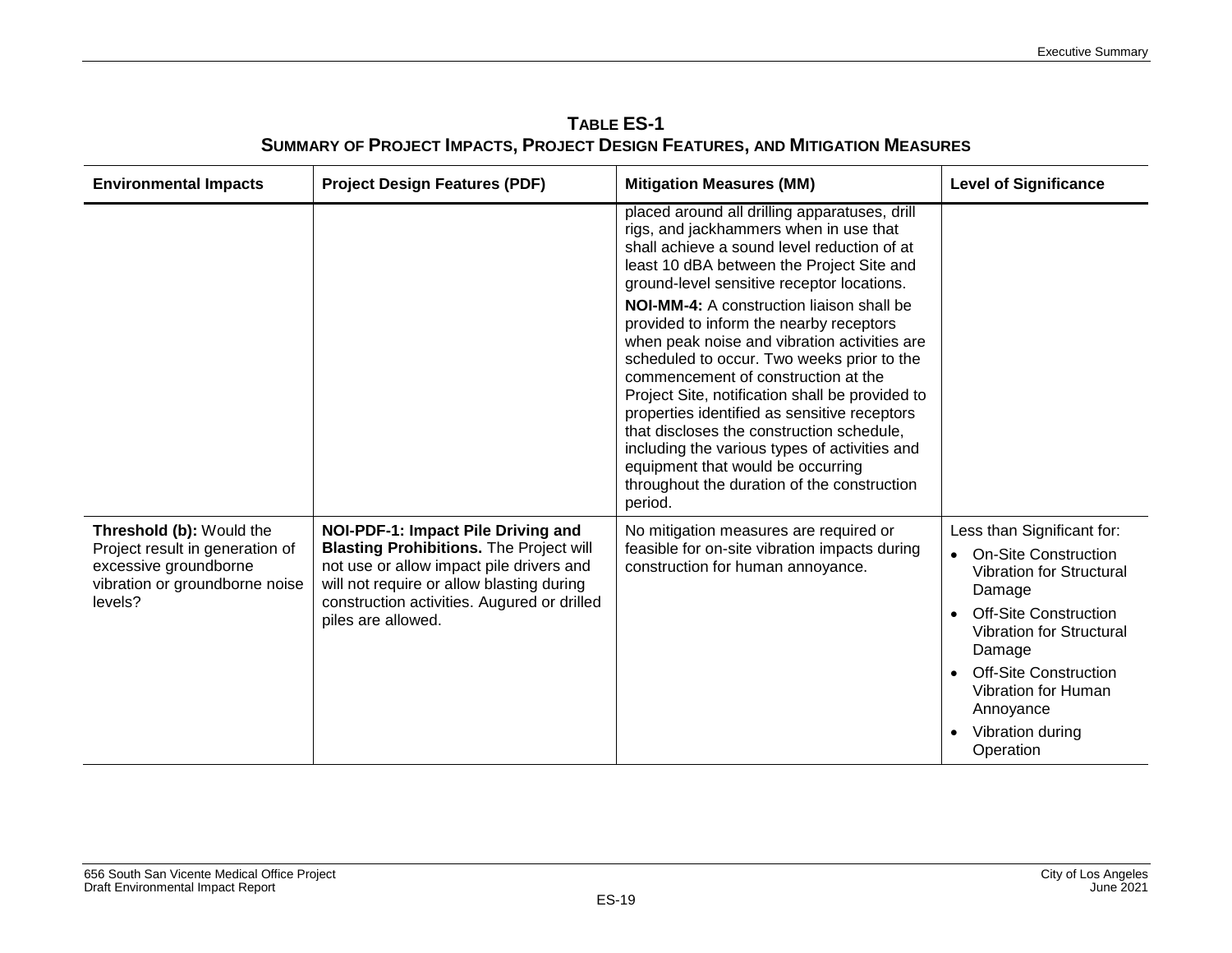**TABLE ES-1**
**SUMMARY OF PROJECT IMPACTS, PROJECT DESIGN FEATURES, AND MITIGATION MEASURES**

| Environmental Impacts | Project Design Features (PDF) | Mitigation Measures (MM) | Level of Significance |
|---|---|---|---|
| | | placed around all drilling apparatuses, drill rigs, and jackhammers when in use that shall achieve a sound level reduction of at least 10 dBA between the Project Site and ground-level sensitive receptor locations.<br><br>**NOI-MM-4:** A construction liaison shall be provided to inform the nearby receptors when peak noise and vibration activities are scheduled to occur. Two weeks prior to the commencement of construction at the Project Site, notification shall be provided to properties identified as sensitive receptors that discloses the construction schedule, including the various types of activities and equipment that would be occurring throughout the duration of the construction period. | |
| **Threshold (b):** Would the Project result in generation of excessive groundborne vibration or groundborne noise levels? | **NOI-PDF-1: Impact Pile Driving and Blasting Prohibitions.** The Project will not use or allow impact pile drivers and will not require or allow blasting during construction activities. Augured or drilled piles are allowed. | No mitigation measures are required or feasible for on-site vibration impacts during construction for human annoyance. | Less than Significant for:<br>• On-Site Construction Vibration for Structural Damage<br>• Off-Site Construction Vibration for Structural Damage<br>• Off-Site Construction Vibration for Human Annoyance<br>• Vibration during Operation |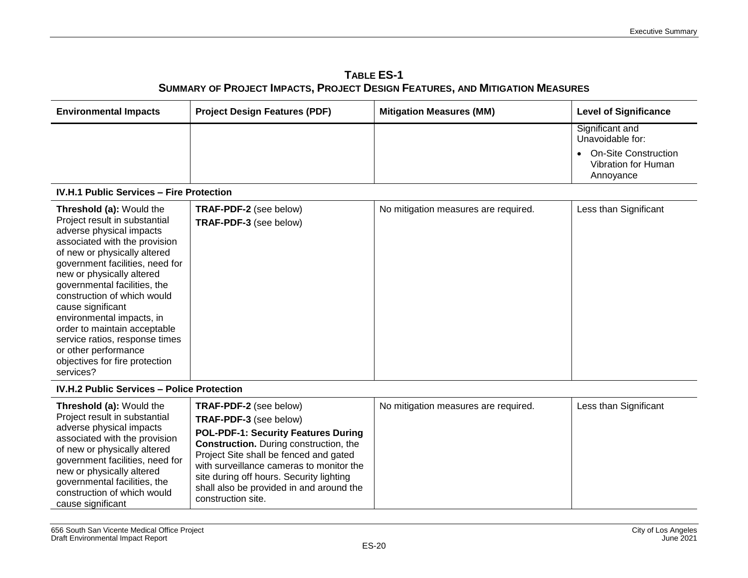**TABLE ES-1**
**SUMMARY OF PROJECT IMPACTS, PROJECT DESIGN FEATURES, AND MITIGATION MEASURES**

| Environmental Impacts | Project Design Features (PDF) | Mitigation Measures (MM) | Level of Significance |
|---|---|---|---|
| | | | Significant and Unavoidable for:<br>• On-Site Construction Vibration for Human Annoyance |
| **IV.H.1 Public Services – Fire Protection** | | | |
| **Threshold (a):** Would the Project result in substantial adverse physical impacts associated with the provision of new or physically altered government facilities, need for new or physically altered governmental facilities, the construction of which would cause significant environmental impacts, in order to maintain acceptable service ratios, response times or other performance objectives for fire protection services? | **TRAF-PDF-2** (see below)<br>**TRAF-PDF-3** (see below) | No mitigation measures are required. | Less than Significant |
| **IV.H.2 Public Services – Police Protection** | | | |
| **Threshold (a):** Would the Project result in substantial adverse physical impacts associated with the provision of new or physically altered government facilities, need for new or physically altered governmental facilities, the construction of which would cause significant | **TRAF-PDF-2** (see below)<br>**TRAF-PDF-3** (see below)<br>**POL-PDF-1: Security Features During Construction.** During construction, the Project Site shall be fenced and gated with surveillance cameras to monitor the site during off hours. Security lighting shall also be provided in and around the construction site. | No mitigation measures are required. | Less than Significant |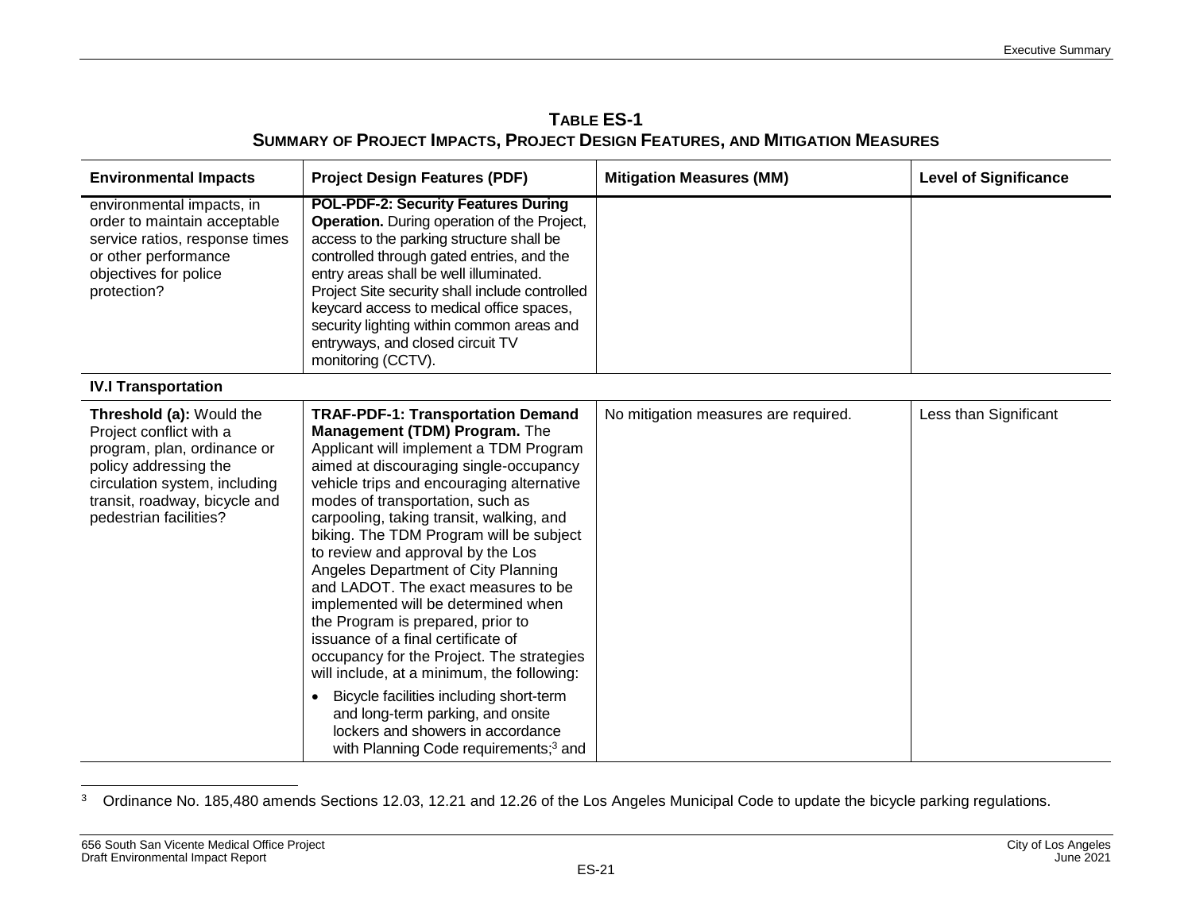**TABLE ES-1**
**SUMMARY OF PROJECT IMPACTS, PROJECT DESIGN FEATURES, AND MITIGATION MEASURES**

| Environmental Impacts | Project Design Features (PDF) | Mitigation Measures (MM) | Level of Significance |
|---|---|---|---|
| environmental impacts, in order to maintain acceptable service ratios, response times or other performance objectives for police protection? | **POL-PDF-2: Security Features During Operation.** During operation of the Project, access to the parking structure shall be controlled through gated entries, and the entry areas shall be well illuminated. Project Site security shall include controlled keycard access to medical office spaces, security lighting within common areas and entryways, and closed circuit TV monitoring (CCTV). | | |
| **IV.I Transportation** | | | |
| **Threshold (a):** Would the Project conflict with a program, plan, ordinance or policy addressing the circulation system, including transit, roadway, bicycle and pedestrian facilities? | **TRAF-PDF-1: Transportation Demand Management (TDM) Program.** The Applicant will implement a TDM Program aimed at discouraging single-occupancy vehicle trips and encouraging alternative modes of transportation, such as carpooling, taking transit, walking, and biking. The TDM Program will be subject to review and approval by the Los Angeles Department of City Planning and LADOT. The exact measures to be implemented will be determined when the Program is prepared, prior to issuance of a final certificate of occupancy for the Project. The strategies will include, at a minimum, the following:<br>• Bicycle facilities including short-term and long-term parking, and onsite lockers and showers in accordance with Planning Code requirements;[3] and | No mitigation measures are required. | Less than Significant |

[3] Ordinance No. 185,480 amends Sections 12.03, 12.21 and 12.26 of the Los Angeles Municipal Code to update the bicycle parking regulations.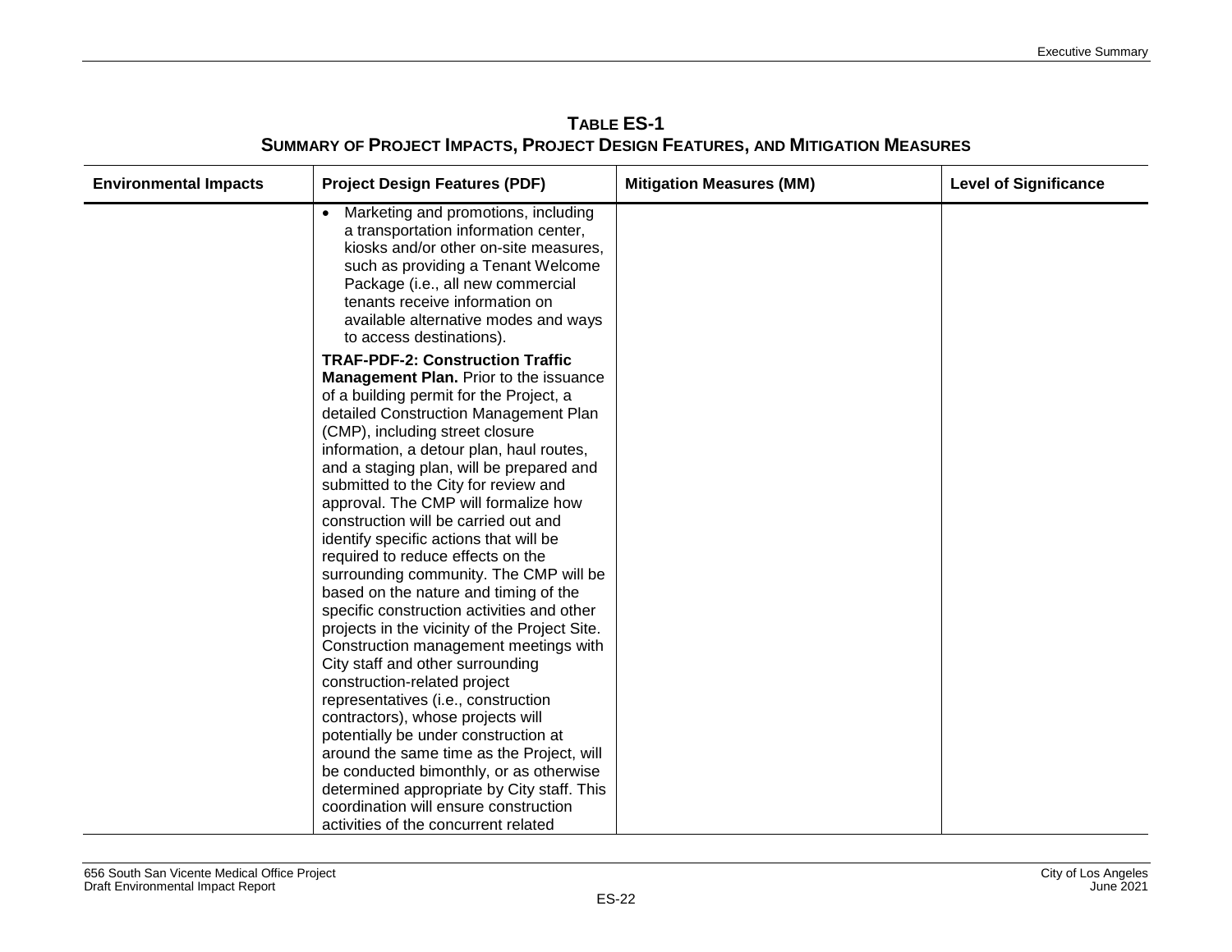**TABLE ES-1**
**SUMMARY OF PROJECT IMPACTS, PROJECT DESIGN FEATURES, AND MITIGATION MEASURES**

| Environmental Impacts | Project Design Features (PDF) | Mitigation Measures (MM) | Level of Significance |
|---|---|---|---|
| | • Marketing and promotions, including a transportation information center, kiosks and/or other on-site measures, such as providing a Tenant Welcome Package (i.e., all new commercial tenants receive information on available alternative modes and ways to access destinations).<br><br>**TRAF-PDF-2: Construction Traffic Management Plan.** Prior to the issuance of a building permit for the Project, a detailed Construction Management Plan (CMP), including street closure information, a detour plan, haul routes, and a staging plan, will be prepared and submitted to the City for review and approval. The CMP will formalize how construction will be carried out and identify specific actions that will be required to reduce effects on the surrounding community. The CMP will be based on the nature and timing of the specific construction activities and other projects in the vicinity of the Project Site. Construction management meetings with City staff and other surrounding construction-related project representatives (i.e., construction contractors), whose projects will potentially be under construction at around the same time as the Project, will be conducted bimonthly, or as otherwise determined appropriate by City staff. This coordination will ensure construction activities of the concurrent related | | |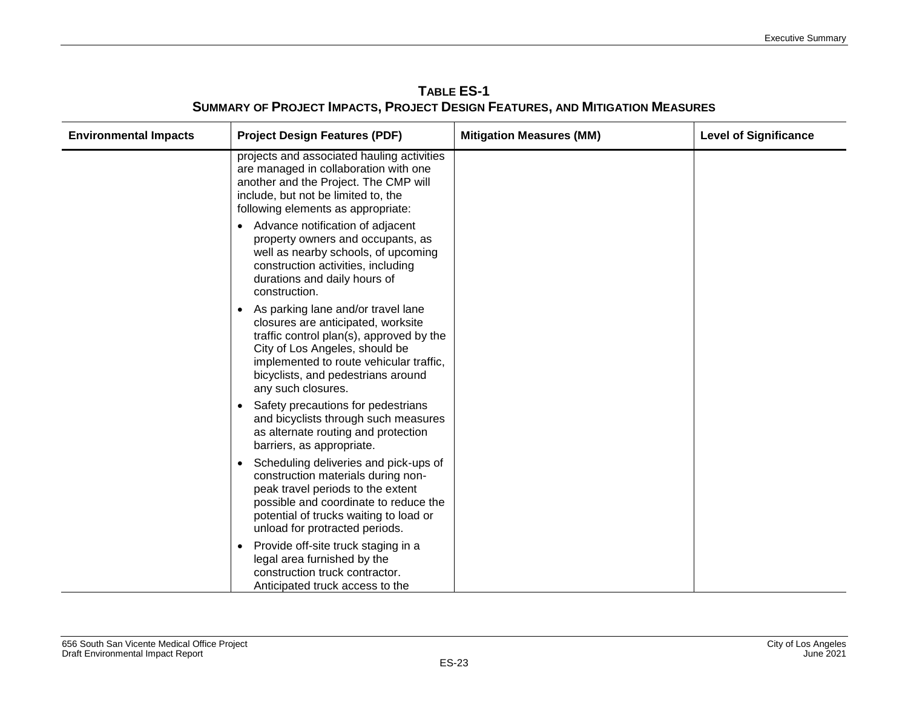**TABLE ES-1**
**SUMMARY OF PROJECT IMPACTS, PROJECT DESIGN FEATURES, AND MITIGATION MEASURES**

| Environmental Impacts | Project Design Features (PDF) | Mitigation Measures (MM) | Level of Significance |
|---|---|---|---|
| | projects and associated hauling activities are managed in collaboration with one another and the Project. The CMP will include, but not be limited to, the following elements as appropriate:<br><br>• Advance notification of adjacent property owners and occupants, as well as nearby schools, of upcoming construction activities, including durations and daily hours of construction.<br><br>• As parking lane and/or travel lane closures are anticipated, worksite traffic control plan(s), approved by the City of Los Angeles, should be implemented to route vehicular traffic, bicyclists, and pedestrians around any such closures.<br><br>• Safety precautions for pedestrians and bicyclists through such measures as alternate routing and protection barriers, as appropriate.<br><br>• Scheduling deliveries and pick-ups of construction materials during non-peak travel periods to the extent possible and coordinate to reduce the potential of trucks waiting to load or unload for protracted periods.<br><br>• Provide off-site truck staging in a legal area furnished by the construction truck contractor. Anticipated truck access to the | | |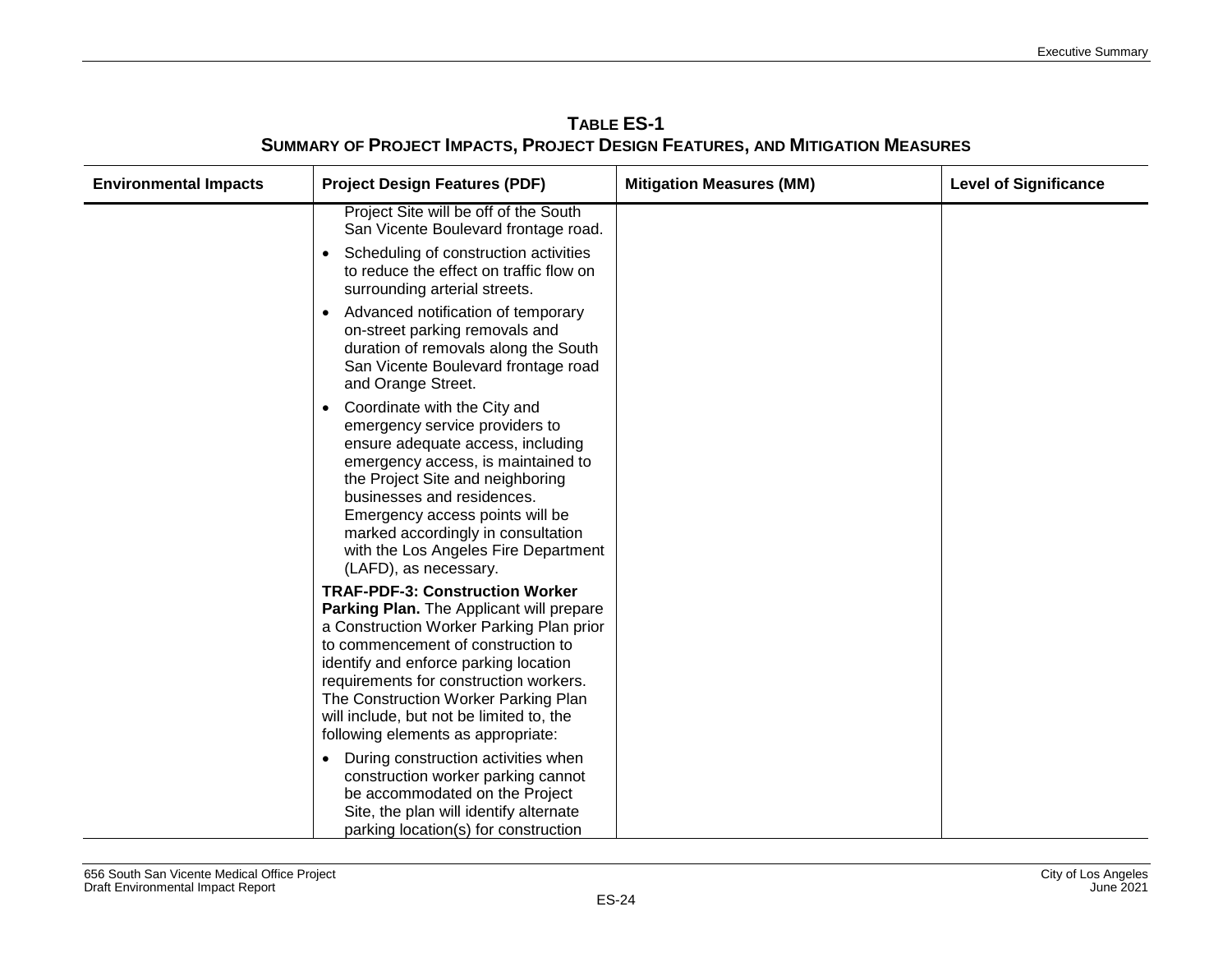**TABLE ES-1**
**SUMMARY OF PROJECT IMPACTS, PROJECT DESIGN FEATURES, AND MITIGATION MEASURES**

| Environmental Impacts | Project Design Features (PDF) | Mitigation Measures (MM) | Level of Significance |
|---|---|---|---|
| | Project Site will be off of the South San Vicente Boulevard frontage road.<br>• Scheduling of construction activities to reduce the effect on traffic flow on surrounding arterial streets.<br>• Advanced notification of temporary on-street parking removals and duration of removals along the South San Vicente Boulevard frontage road and Orange Street.<br>• Coordinate with the City and emergency service providers to ensure adequate access, including emergency access, is maintained to the Project Site and neighboring businesses and residences. Emergency access points will be marked accordingly in consultation with the Los Angeles Fire Department (LAFD), as necessary.<br>**TRAF-PDF-3: Construction Worker Parking Plan.** The Applicant will prepare a Construction Worker Parking Plan prior to commencement of construction to identify and enforce parking location requirements for construction workers. The Construction Worker Parking Plan will include, but not be limited to, the following elements as appropriate:<br>• During construction activities when construction worker parking cannot be accommodated on the Project Site, the plan will identify alternate parking location(s) for construction | | |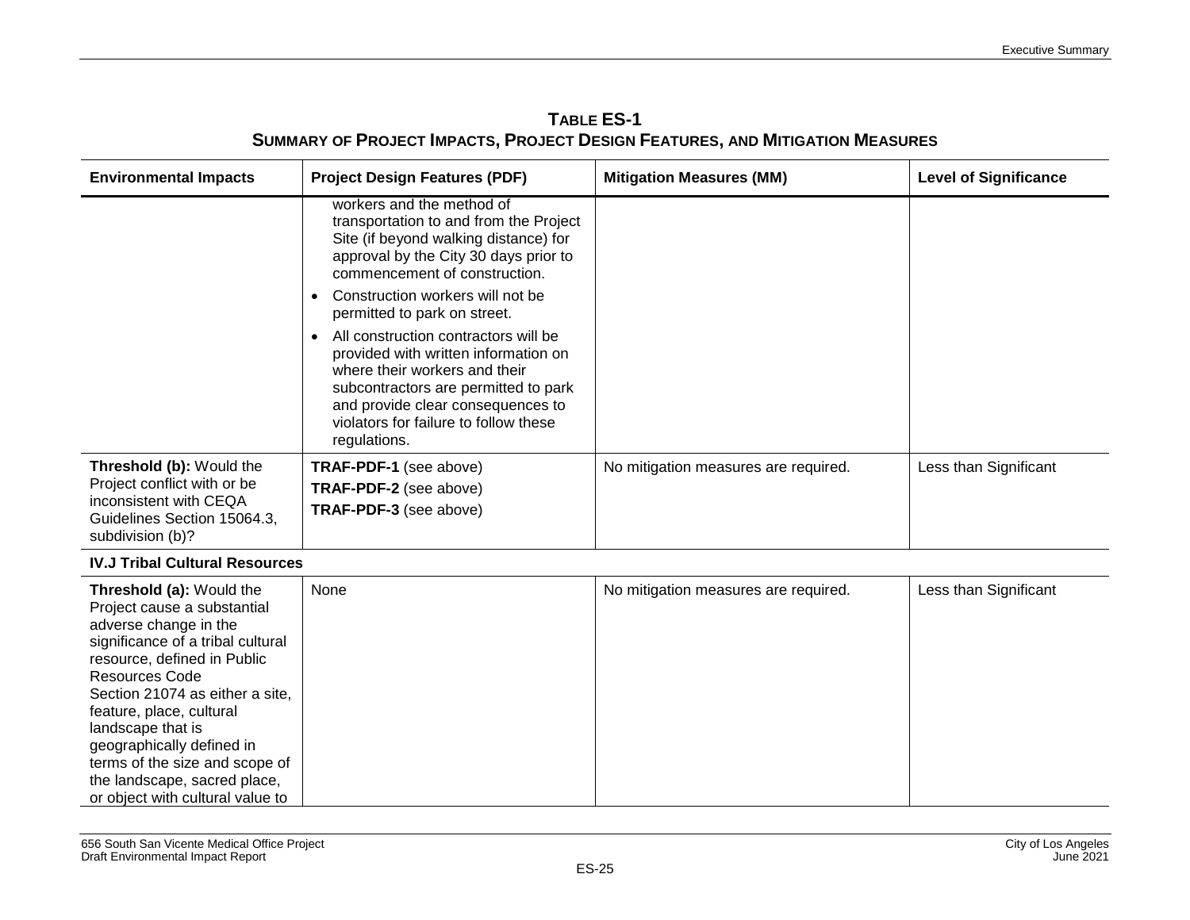**TABLE ES-1**
**SUMMARY OF PROJECT IMPACTS, PROJECT DESIGN FEATURES, AND MITIGATION MEASURES**

| Environmental Impacts | Project Design Features (PDF) | Mitigation Measures (MM) | Level of Significance |
|---|---|---|---|
| | workers and the method of transportation to and from the Project Site (if beyond walking distance) for approval by the City 30 days prior to commencement of construction.<br>• Construction workers will not be permitted to park on street.<br>• All construction contractors will be provided with written information on where their workers and their subcontractors are permitted to park and provide clear consequences to violators for failure to follow these regulations. | | |
| **Threshold (b):** Would the Project conflict with or be inconsistent with CEQA Guidelines Section 15064.3, subdivision (b)? | **TRAF-PDF-1** (see above)<br>**TRAF-PDF-2** (see above)<br>**TRAF-PDF-3** (see above) | No mitigation measures are required. | Less than Significant |
| **IV.J Tribal Cultural Resources** | | | |
| **Threshold (a):** Would the Project cause a substantial adverse change in the significance of a tribal cultural resource, defined in Public Resources Code Section 21074 as either a site, feature, place, cultural landscape that is geographically defined in terms of the size and scope of the landscape, sacred place, or object with cultural value to | None | No mitigation measures are required. | Less than Significant |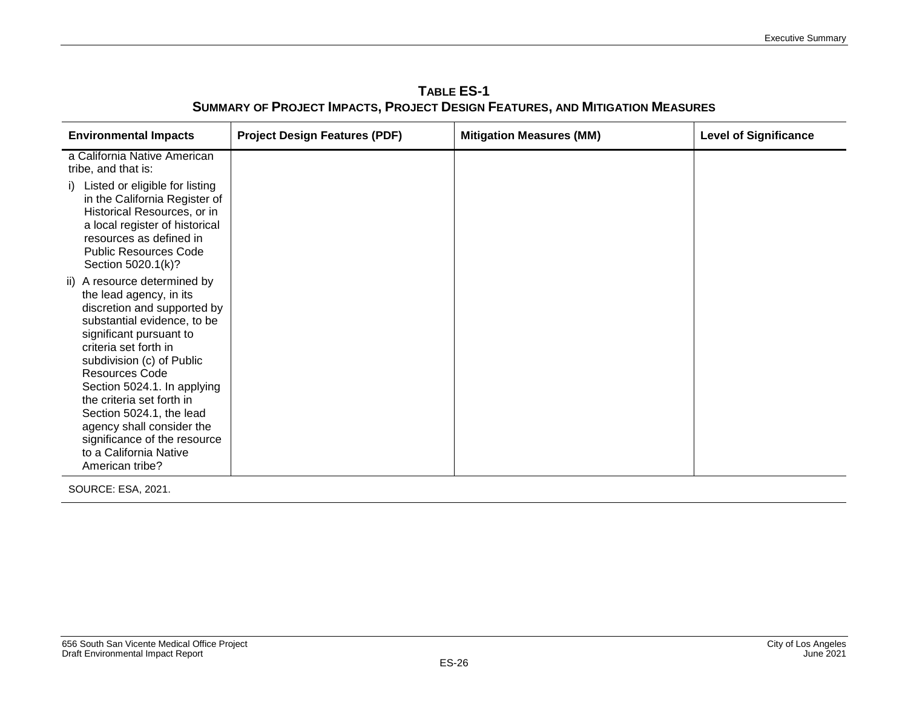**TABLE ES-1**
**SUMMARY OF PROJECT IMPACTS, PROJECT DESIGN FEATURES, AND MITIGATION MEASURES**

| Environmental Impacts | Project Design Features (PDF) | Mitigation Measures (MM) | Level of Significance |
|---|---|---|---|
| a California Native American tribe, and that is:<br>i) Listed or eligible for listing in the California Register of Historical Resources, or in a local register of historical resources as defined in Public Resources Code Section 5020.1(k)?<br>ii) A resource determined by the lead agency, in its discretion and supported by substantial evidence, to be significant pursuant to criteria set forth in subdivision (c) of Public Resources Code Section 5024.1. In applying the criteria set forth in Section 5024.1, the lead agency shall consider the significance of the resource to a California Native American tribe? | | | |

SOURCE: ESA, 2021.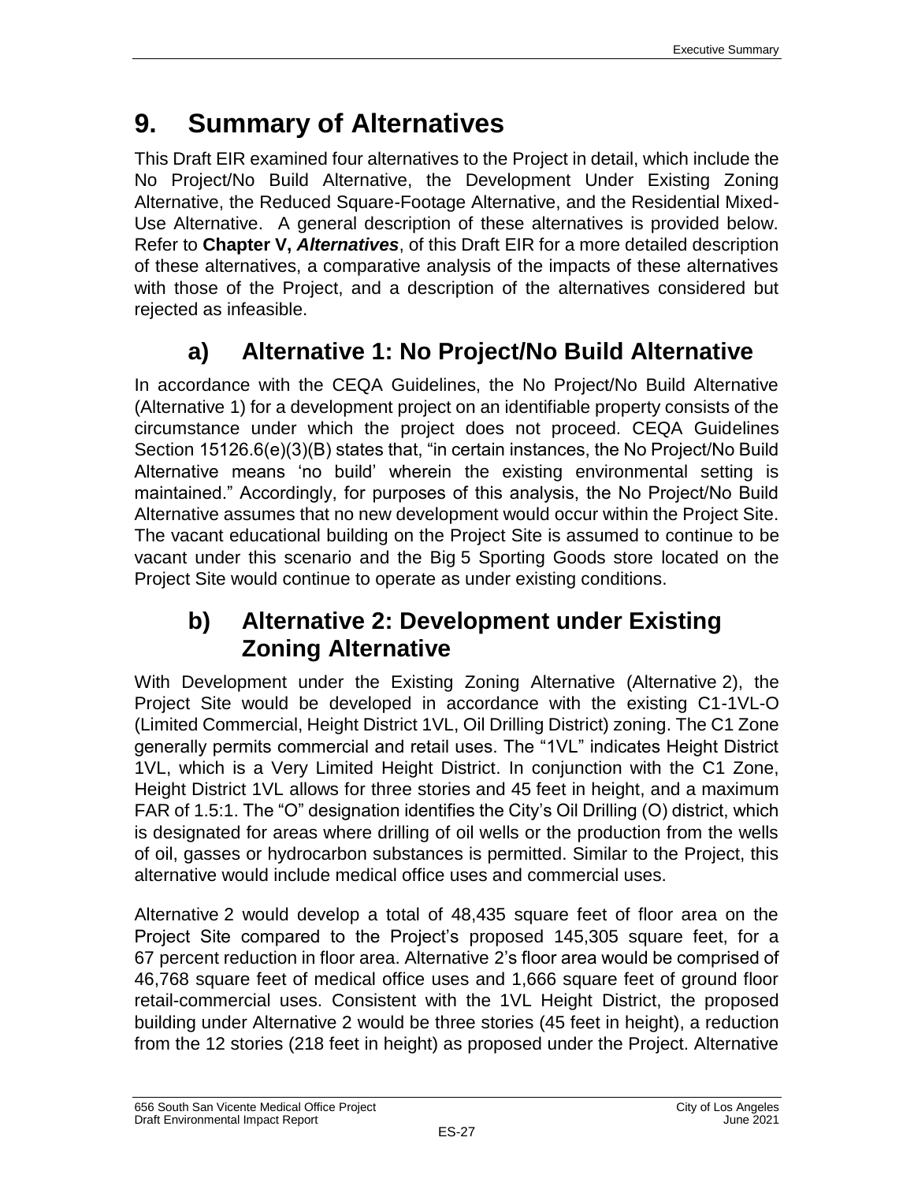# 9. Summary of Alternatives

This Draft EIR examined four alternatives to the Project in detail, which include the No Project/No Build Alternative, the Development Under Existing Zoning Alternative, the Reduced Square-Footage Alternative, and the Residential Mixed-Use Alternative. A general description of these alternatives is provided below. Refer to **Chapter V, *Alternatives***, of this Draft EIR for a more detailed description of these alternatives, a comparative analysis of the impacts of these alternatives with those of the Project, and a description of the alternatives considered but rejected as infeasible.

## a) Alternative 1: No Project/No Build Alternative

In accordance with the CEQA Guidelines, the No Project/No Build Alternative (Alternative 1) for a development project on an identifiable property consists of the circumstance under which the project does not proceed. CEQA Guidelines Section 15126.6(e)(3)(B) states that, "in certain instances, the No Project/No Build Alternative means 'no build' wherein the existing environmental setting is maintained." Accordingly, for purposes of this analysis, the No Project/No Build Alternative assumes that no new development would occur within the Project Site. The vacant educational building on the Project Site is assumed to continue to be vacant under this scenario and the Big 5 Sporting Goods store located on the Project Site would continue to operate as under existing conditions.

## b) Alternative 2: Development under Existing Zoning Alternative

With Development under the Existing Zoning Alternative (Alternative 2), the Project Site would be developed in accordance with the existing C1-1VL-O (Limited Commercial, Height District 1VL, Oil Drilling District) zoning. The C1 Zone generally permits commercial and retail uses. The "1VL" indicates Height District 1VL, which is a Very Limited Height District. In conjunction with the C1 Zone, Height District 1VL allows for three stories and 45 feet in height, and a maximum FAR of 1.5:1. The "O" designation identifies the City's Oil Drilling (O) district, which is designated for areas where drilling of oil wells or the production from the wells of oil, gasses or hydrocarbon substances is permitted. Similar to the Project, this alternative would include medical office uses and commercial uses.

Alternative 2 would develop a total of 48,435 square feet of floor area on the Project Site compared to the Project's proposed 145,305 square feet, for a 67 percent reduction in floor area. Alternative 2's floor area would be comprised of 46,768 square feet of medical office uses and 1,666 square feet of ground floor retail-commercial uses. Consistent with the 1VL Height District, the proposed building under Alternative 2 would be three stories (45 feet in height), a reduction from the 12 stories (218 feet in height) as proposed under the Project. Alternative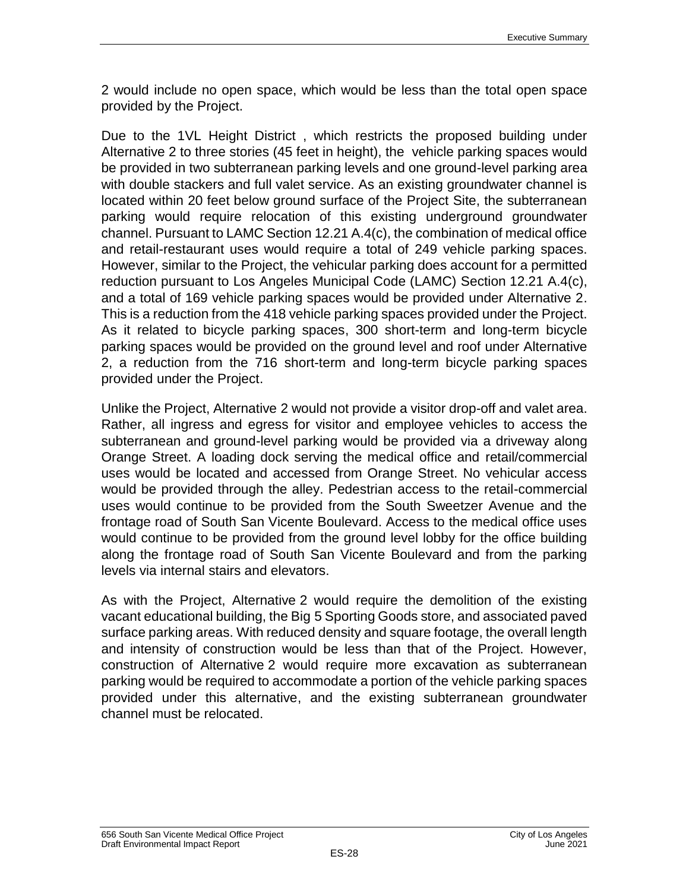2 would include no open space, which would be less than the total open space provided by the Project.

Due to the 1VL Height District , which restricts the proposed building under Alternative 2 to three stories (45 feet in height), the vehicle parking spaces would be provided in two subterranean parking levels and one ground-level parking area with double stackers and full valet service. As an existing groundwater channel is located within 20 feet below ground surface of the Project Site, the subterranean parking would require relocation of this existing underground groundwater channel. Pursuant to LAMC Section 12.21 A.4(c), the combination of medical office and retail-restaurant uses would require a total of 249 vehicle parking spaces. However, similar to the Project, the vehicular parking does account for a permitted reduction pursuant to Los Angeles Municipal Code (LAMC) Section 12.21 A.4(c), and a total of 169 vehicle parking spaces would be provided under Alternative 2. This is a reduction from the 418 vehicle parking spaces provided under the Project. As it related to bicycle parking spaces, 300 short-term and long-term bicycle parking spaces would be provided on the ground level and roof under Alternative 2, a reduction from the 716 short-term and long-term bicycle parking spaces provided under the Project.

Unlike the Project, Alternative 2 would not provide a visitor drop-off and valet area. Rather, all ingress and egress for visitor and employee vehicles to access the subterranean and ground-level parking would be provided via a driveway along Orange Street. A loading dock serving the medical office and retail/commercial uses would be located and accessed from Orange Street. No vehicular access would be provided through the alley. Pedestrian access to the retail-commercial uses would continue to be provided from the South Sweetzer Avenue and the frontage road of South San Vicente Boulevard. Access to the medical office uses would continue to be provided from the ground level lobby for the office building along the frontage road of South San Vicente Boulevard and from the parking levels via internal stairs and elevators.

As with the Project, Alternative 2 would require the demolition of the existing vacant educational building, the Big 5 Sporting Goods store, and associated paved surface parking areas. With reduced density and square footage, the overall length and intensity of construction would be less than that of the Project. However, construction of Alternative 2 would require more excavation as subterranean parking would be required to accommodate a portion of the vehicle parking spaces provided under this alternative, and the existing subterranean groundwater channel must be relocated.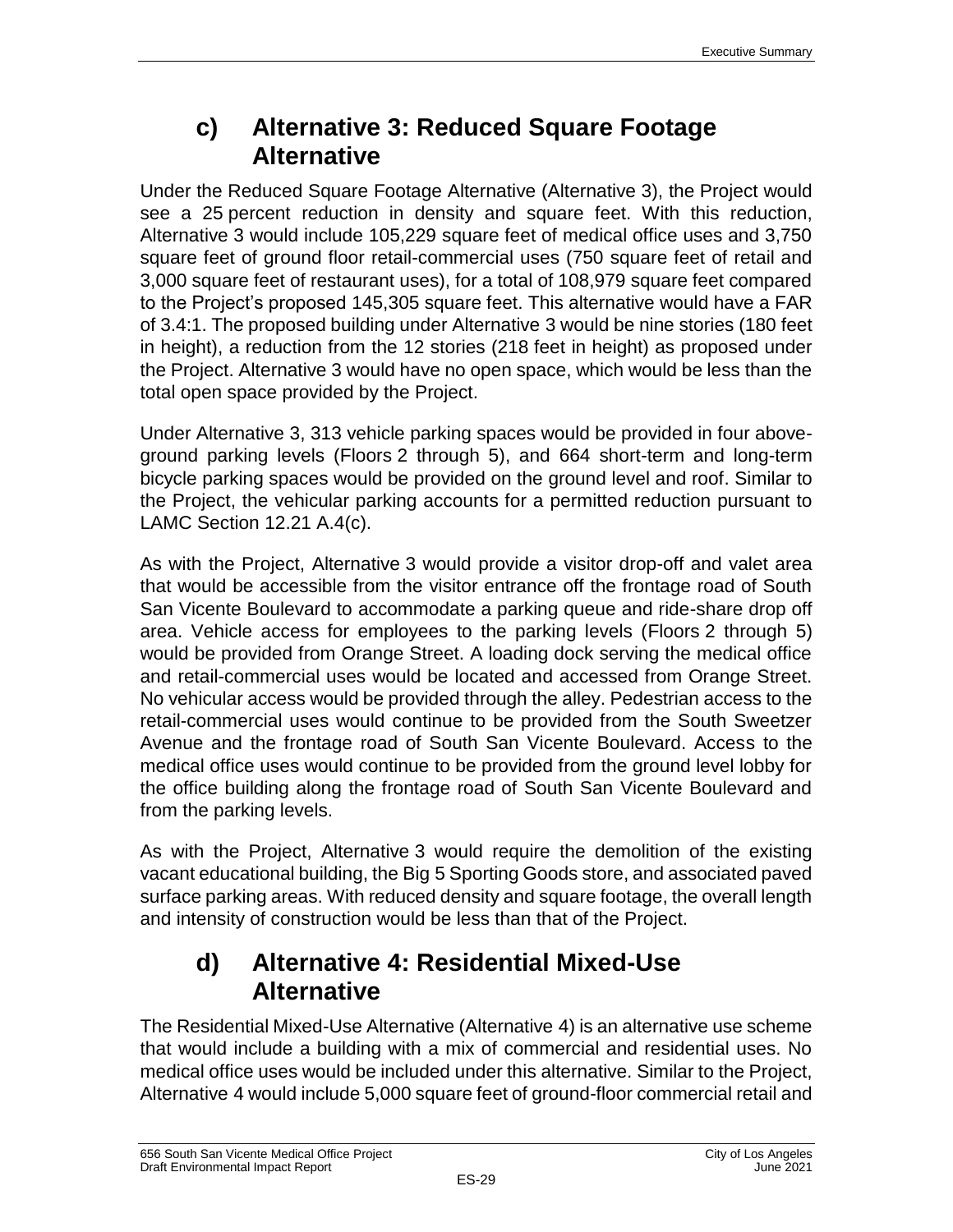### c) Alternative 3: Reduced Square Footage Alternative

Under the Reduced Square Footage Alternative (Alternative 3), the Project would see a 25 percent reduction in density and square feet. With this reduction, Alternative 3 would include 105,229 square feet of medical office uses and 3,750 square feet of ground floor retail-commercial uses (750 square feet of retail and 3,000 square feet of restaurant uses), for a total of 108,979 square feet compared to the Project's proposed 145,305 square feet. This alternative would have a FAR of 3.4:1. The proposed building under Alternative 3 would be nine stories (180 feet in height), a reduction from the 12 stories (218 feet in height) as proposed under the Project. Alternative 3 would have no open space, which would be less than the total open space provided by the Project.

Under Alternative 3, 313 vehicle parking spaces would be provided in four above-ground parking levels (Floors 2 through 5), and 664 short-term and long-term bicycle parking spaces would be provided on the ground level and roof. Similar to the Project, the vehicular parking accounts for a permitted reduction pursuant to LAMC Section 12.21 A.4(c).

As with the Project, Alternative 3 would provide a visitor drop-off and valet area that would be accessible from the visitor entrance off the frontage road of South San Vicente Boulevard to accommodate a parking queue and ride-share drop off area. Vehicle access for employees to the parking levels (Floors 2 through 5) would be provided from Orange Street. A loading dock serving the medical office and retail-commercial uses would be located and accessed from Orange Street. No vehicular access would be provided through the alley. Pedestrian access to the retail-commercial uses would continue to be provided from the South Sweetzer Avenue and the frontage road of South San Vicente Boulevard. Access to the medical office uses would continue to be provided from the ground level lobby for the office building along the frontage road of South San Vicente Boulevard and from the parking levels.

As with the Project, Alternative 3 would require the demolition of the existing vacant educational building, the Big 5 Sporting Goods store, and associated paved surface parking areas. With reduced density and square footage, the overall length and intensity of construction would be less than that of the Project.

### d) Alternative 4: Residential Mixed-Use Alternative

The Residential Mixed-Use Alternative (Alternative 4) is an alternative use scheme that would include a building with a mix of commercial and residential uses. No medical office uses would be included under this alternative. Similar to the Project, Alternative 4 would include 5,000 square feet of ground-floor commercial retail and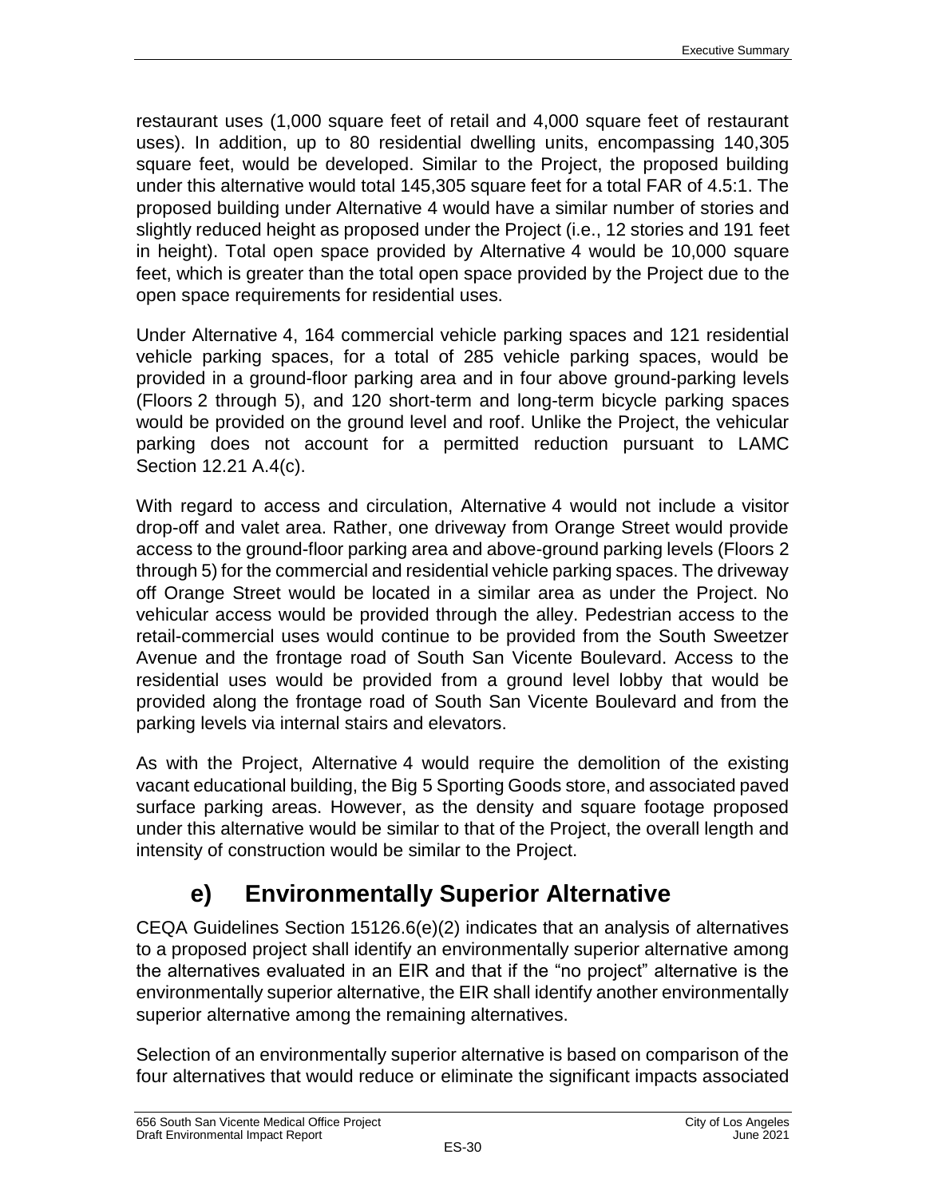restaurant uses (1,000 square feet of retail and 4,000 square feet of restaurant uses). In addition, up to 80 residential dwelling units, encompassing 140,305 square feet, would be developed. Similar to the Project, the proposed building under this alternative would total 145,305 square feet for a total FAR of 4.5:1. The proposed building under Alternative 4 would have a similar number of stories and slightly reduced height as proposed under the Project (i.e., 12 stories and 191 feet in height). Total open space provided by Alternative 4 would be 10,000 square feet, which is greater than the total open space provided by the Project due to the open space requirements for residential uses.

Under Alternative 4, 164 commercial vehicle parking spaces and 121 residential vehicle parking spaces, for a total of 285 vehicle parking spaces, would be provided in a ground-floor parking area and in four above ground-parking levels (Floors 2 through 5), and 120 short-term and long-term bicycle parking spaces would be provided on the ground level and roof. Unlike the Project, the vehicular parking does not account for a permitted reduction pursuant to LAMC Section 12.21 A.4(c).

With regard to access and circulation, Alternative 4 would not include a visitor drop-off and valet area. Rather, one driveway from Orange Street would provide access to the ground-floor parking area and above-ground parking levels (Floors 2 through 5) for the commercial and residential vehicle parking spaces. The driveway off Orange Street would be located in a similar area as under the Project. No vehicular access would be provided through the alley. Pedestrian access to the retail-commercial uses would continue to be provided from the South Sweetzer Avenue and the frontage road of South San Vicente Boulevard. Access to the residential uses would be provided from a ground level lobby that would be provided along the frontage road of South San Vicente Boulevard and from the parking levels via internal stairs and elevators.

As with the Project, Alternative 4 would require the demolition of the existing vacant educational building, the Big 5 Sporting Goods store, and associated paved surface parking areas. However, as the density and square footage proposed under this alternative would be similar to that of the Project, the overall length and intensity of construction would be similar to the Project.

## e) Environmentally Superior Alternative

CEQA Guidelines Section 15126.6(e)(2) indicates that an analysis of alternatives to a proposed project shall identify an environmentally superior alternative among the alternatives evaluated in an EIR and that if the "no project" alternative is the environmentally superior alternative, the EIR shall identify another environmentally superior alternative among the remaining alternatives.

Selection of an environmentally superior alternative is based on comparison of the four alternatives that would reduce or eliminate the significant impacts associated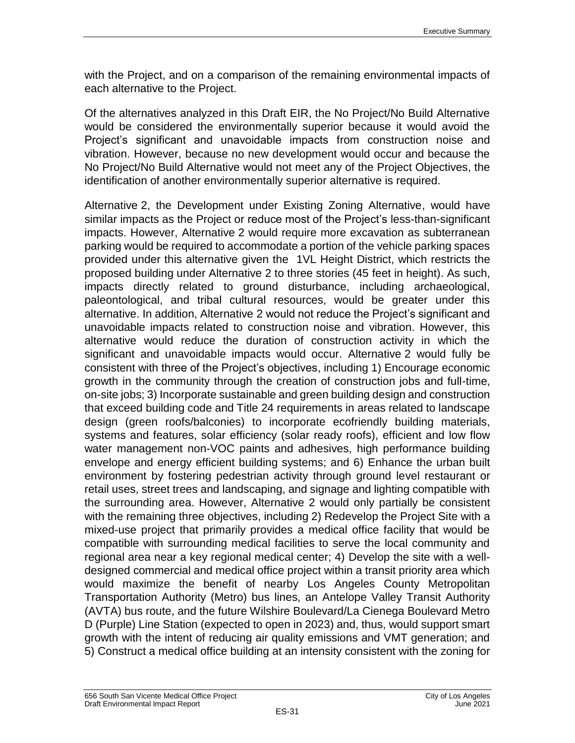with the Project, and on a comparison of the remaining environmental impacts of each alternative to the Project.

Of the alternatives analyzed in this Draft EIR, the No Project/No Build Alternative would be considered the environmentally superior because it would avoid the Project's significant and unavoidable impacts from construction noise and vibration. However, because no new development would occur and because the No Project/No Build Alternative would not meet any of the Project Objectives, the identification of another environmentally superior alternative is required.

Alternative 2, the Development under Existing Zoning Alternative, would have similar impacts as the Project or reduce most of the Project's less-than-significant impacts. However, Alternative 2 would require more excavation as subterranean parking would be required to accommodate a portion of the vehicle parking spaces provided under this alternative given the 1VL Height District, which restricts the proposed building under Alternative 2 to three stories (45 feet in height). As such, impacts directly related to ground disturbance, including archaeological, paleontological, and tribal cultural resources, would be greater under this alternative. In addition, Alternative 2 would not reduce the Project's significant and unavoidable impacts related to construction noise and vibration. However, this alternative would reduce the duration of construction activity in which the significant and unavoidable impacts would occur. Alternative 2 would fully be consistent with three of the Project's objectives, including 1) Encourage economic growth in the community through the creation of construction jobs and full-time, on-site jobs; 3) Incorporate sustainable and green building design and construction that exceed building code and Title 24 requirements in areas related to landscape design (green roofs/balconies) to incorporate ecofriendly building materials, systems and features, solar efficiency (solar ready roofs), efficient and low flow water management non-VOC paints and adhesives, high performance building envelope and energy efficient building systems; and 6) Enhance the urban built environment by fostering pedestrian activity through ground level restaurant or retail uses, street trees and landscaping, and signage and lighting compatible with the surrounding area. However, Alternative 2 would only partially be consistent with the remaining three objectives, including 2) Redevelop the Project Site with a mixed-use project that primarily provides a medical office facility that would be compatible with surrounding medical facilities to serve the local community and regional area near a key regional medical center; 4) Develop the site with a well-designed commercial and medical office project within a transit priority area which would maximize the benefit of nearby Los Angeles County Metropolitan Transportation Authority (Metro) bus lines, an Antelope Valley Transit Authority (AVTA) bus route, and the future Wilshire Boulevard/La Cienega Boulevard Metro D (Purple) Line Station (expected to open in 2023) and, thus, would support smart growth with the intent of reducing air quality emissions and VMT generation; and 5) Construct a medical office building at an intensity consistent with the zoning for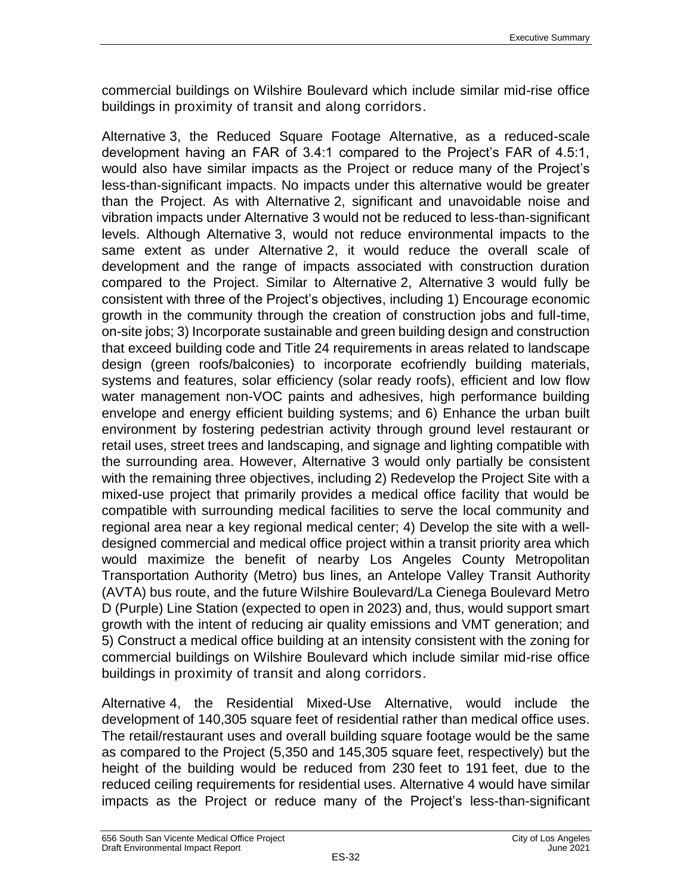commercial buildings on Wilshire Boulevard which include similar mid-rise office buildings in proximity of transit and along corridors.

Alternative 3, the Reduced Square Footage Alternative, as a reduced-scale development having an FAR of 3.4:1 compared to the Project's FAR of 4.5:1, would also have similar impacts as the Project or reduce many of the Project's less-than-significant impacts. No impacts under this alternative would be greater than the Project. As with Alternative 2, significant and unavoidable noise and vibration impacts under Alternative 3 would not be reduced to less-than-significant levels. Although Alternative 3, would not reduce environmental impacts to the same extent as under Alternative 2, it would reduce the overall scale of development and the range of impacts associated with construction duration compared to the Project. Similar to Alternative 2, Alternative 3 would fully be consistent with three of the Project's objectives, including 1) Encourage economic growth in the community through the creation of construction jobs and full-time, on-site jobs; 3) Incorporate sustainable and green building design and construction that exceed building code and Title 24 requirements in areas related to landscape design (green roofs/balconies) to incorporate ecofriendly building materials, systems and features, solar efficiency (solar ready roofs), efficient and low flow water management non-VOC paints and adhesives, high performance building envelope and energy efficient building systems; and 6) Enhance the urban built environment by fostering pedestrian activity through ground level restaurant or retail uses, street trees and landscaping, and signage and lighting compatible with the surrounding area. However, Alternative 3 would only partially be consistent with the remaining three objectives, including 2) Redevelop the Project Site with a mixed-use project that primarily provides a medical office facility that would be compatible with surrounding medical facilities to serve the local community and regional area near a key regional medical center; 4) Develop the site with a well-designed commercial and medical office project within a transit priority area which would maximize the benefit of nearby Los Angeles County Metropolitan Transportation Authority (Metro) bus lines, an Antelope Valley Transit Authority (AVTA) bus route, and the future Wilshire Boulevard/La Cienega Boulevard Metro D (Purple) Line Station (expected to open in 2023) and, thus, would support smart growth with the intent of reducing air quality emissions and VMT generation; and 5) Construct a medical office building at an intensity consistent with the zoning for commercial buildings on Wilshire Boulevard which include similar mid-rise office buildings in proximity of transit and along corridors.

Alternative 4, the Residential Mixed-Use Alternative, would include the development of 140,305 square feet of residential rather than medical office uses. The retail/restaurant uses and overall building square footage would be the same as compared to the Project (5,350 and 145,305 square feet, respectively) but the height of the building would be reduced from 230 feet to 191 feet, due to the reduced ceiling requirements for residential uses. Alternative 4 would have similar impacts as the Project or reduce many of the Project's less-than-significant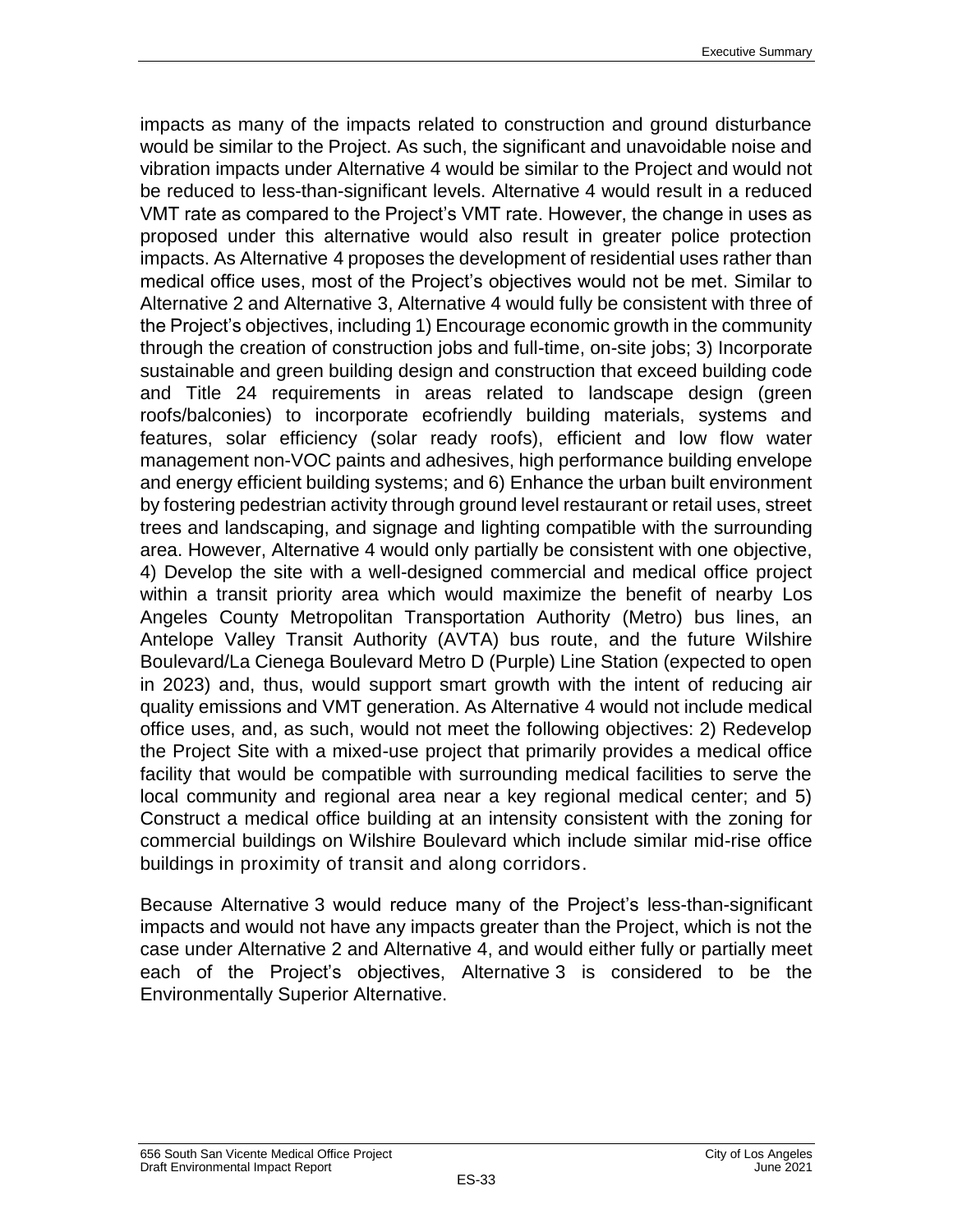impacts as many of the impacts related to construction and ground disturbance would be similar to the Project. As such, the significant and unavoidable noise and vibration impacts under Alternative 4 would be similar to the Project and would not be reduced to less-than-significant levels. Alternative 4 would result in a reduced VMT rate as compared to the Project's VMT rate. However, the change in uses as proposed under this alternative would also result in greater police protection impacts. As Alternative 4 proposes the development of residential uses rather than medical office uses, most of the Project's objectives would not be met. Similar to Alternative 2 and Alternative 3, Alternative 4 would fully be consistent with three of the Project's objectives, including 1) Encourage economic growth in the community through the creation of construction jobs and full-time, on-site jobs; 3) Incorporate sustainable and green building design and construction that exceed building code and Title 24 requirements in areas related to landscape design (green roofs/balconies) to incorporate ecofriendly building materials, systems and features, solar efficiency (solar ready roofs), efficient and low flow water management non-VOC paints and adhesives, high performance building envelope and energy efficient building systems; and 6) Enhance the urban built environment by fostering pedestrian activity through ground level restaurant or retail uses, street trees and landscaping, and signage and lighting compatible with the surrounding area. However, Alternative 4 would only partially be consistent with one objective, 4) Develop the site with a well-designed commercial and medical office project within a transit priority area which would maximize the benefit of nearby Los Angeles County Metropolitan Transportation Authority (Metro) bus lines, an Antelope Valley Transit Authority (AVTA) bus route, and the future Wilshire Boulevard/La Cienega Boulevard Metro D (Purple) Line Station (expected to open in 2023) and, thus, would support smart growth with the intent of reducing air quality emissions and VMT generation. As Alternative 4 would not include medical office uses, and, as such, would not meet the following objectives: 2) Redevelop the Project Site with a mixed-use project that primarily provides a medical office facility that would be compatible with surrounding medical facilities to serve the local community and regional area near a key regional medical center; and 5) Construct a medical office building at an intensity consistent with the zoning for commercial buildings on Wilshire Boulevard which include similar mid-rise office buildings in proximity of transit and along corridors.

Because Alternative 3 would reduce many of the Project's less-than-significant impacts and would not have any impacts greater than the Project, which is not the case under Alternative 2 and Alternative 4, and would either fully or partially meet each of the Project's objectives, Alternative 3 is considered to be the Environmentally Superior Alternative.